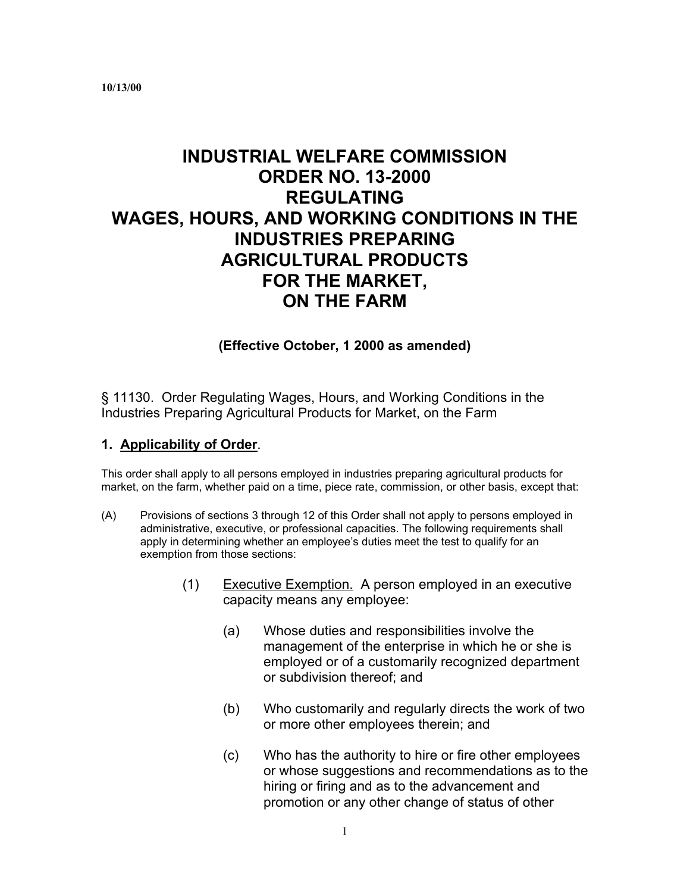10/13/00

# INDUSTRIAL WELFARE COMMISSION ORDER NO. 13-2000 REGULATING WAGES, HOURS, AND WORKING CONDITIONS IN THE INDUSTRIES PREPARING AGRICULTURAL PRODUCTS FOR THE MARKET, ON THE FARM

**(Effective October, 1 2000 as amended)**

§ 11130. Order Regulating Wages, Hours, and Working Conditions in the Industries Preparing Agricultural Products for Market, on the Farm

## 1. Applicability of Order.

This order shall apply to all persons employed in industries preparing agricultural products for market, on the farm, whether paid on a time, piece rate, commission, or other basis, except that:

(A) Provisions of sections 3 through 12 of this Order shall not apply to persons employed in administrative, executive, or professional capacities. The following requirements shall apply in determining whether an employee's duties meet the test to qualify for an exemption from those sections:

(1) Executive Exemption. A person employed in an executive capacity means any employee:

(a) Whose duties and responsibilities involve the management of the enterprise in which he or she is employed or of a customarily recognized department or subdivision thereof; and

(b) Who customarily and regularly directs the work of two or more other employees therein; and

(c) Who has the authority to hire or fire other employees or whose suggestions and recommendations as to the hiring or firing and as to the advancement and promotion or any other change of status of other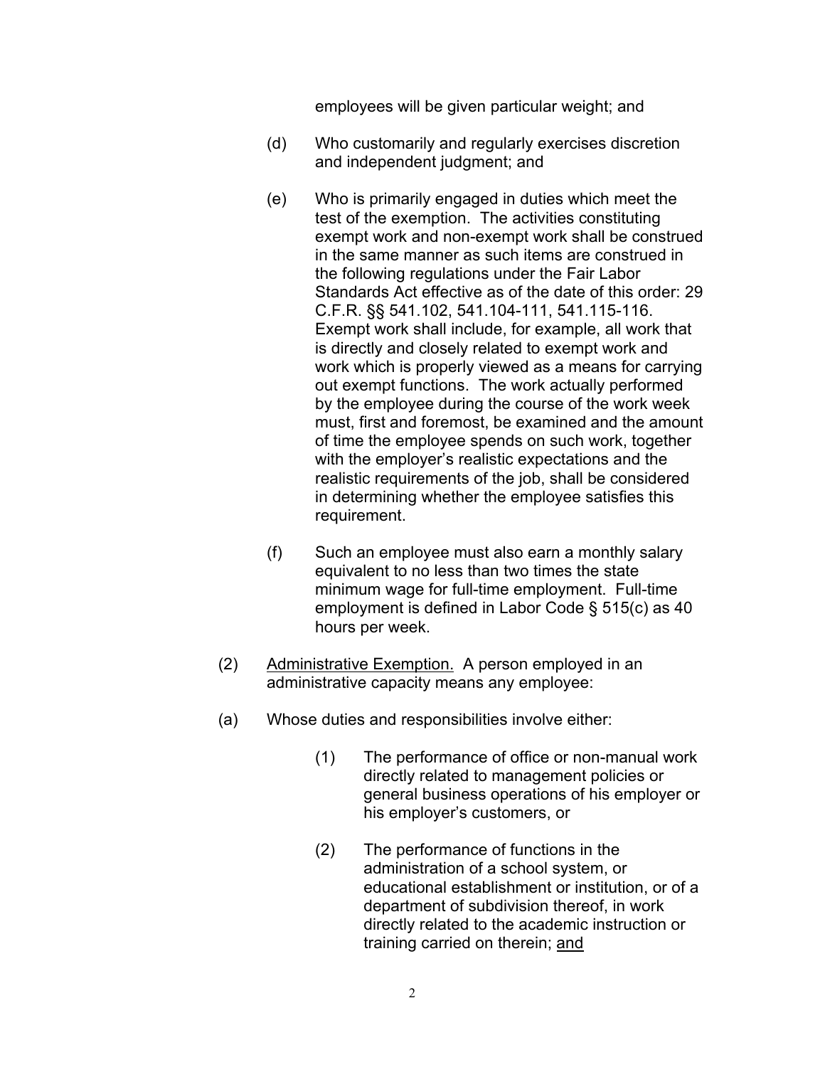employees will be given particular weight; and

(d) Who customarily and regularly exercises discretion and independent judgment; and

(e) Who is primarily engaged in duties which meet the test of the exemption. The activities constituting exempt work and non-exempt work shall be construed in the same manner as such items are construed in the following regulations under the Fair Labor Standards Act effective as of the date of this order: 29 C.F.R. §§ 541.102, 541.104-111, 541.115-116. Exempt work shall include, for example, all work that is directly and closely related to exempt work and work which is properly viewed as a means for carrying out exempt functions. The work actually performed by the employee during the course of the work week must, first and foremost, be examined and the amount of time the employee spends on such work, together with the employer's realistic expectations and the realistic requirements of the job, shall be considered in determining whether the employee satisfies this requirement.

(f) Such an employee must also earn a monthly salary equivalent to no less than two times the state minimum wage for full-time employment. Full-time employment is defined in Labor Code § 515(c) as 40 hours per week.

(2) <u>Administrative Exemption.</u> A person employed in an administrative capacity means any employee:

(a) Whose duties and responsibilities involve either:

(1) The performance of office or non-manual work directly related to management policies or general business operations of his employer or his employer's customers, or

(2) The performance of functions in the administration of a school system, or educational establishment or institution, or of a department of subdivision thereof, in work directly related to the academic instruction or training carried on therein; <u>and</u>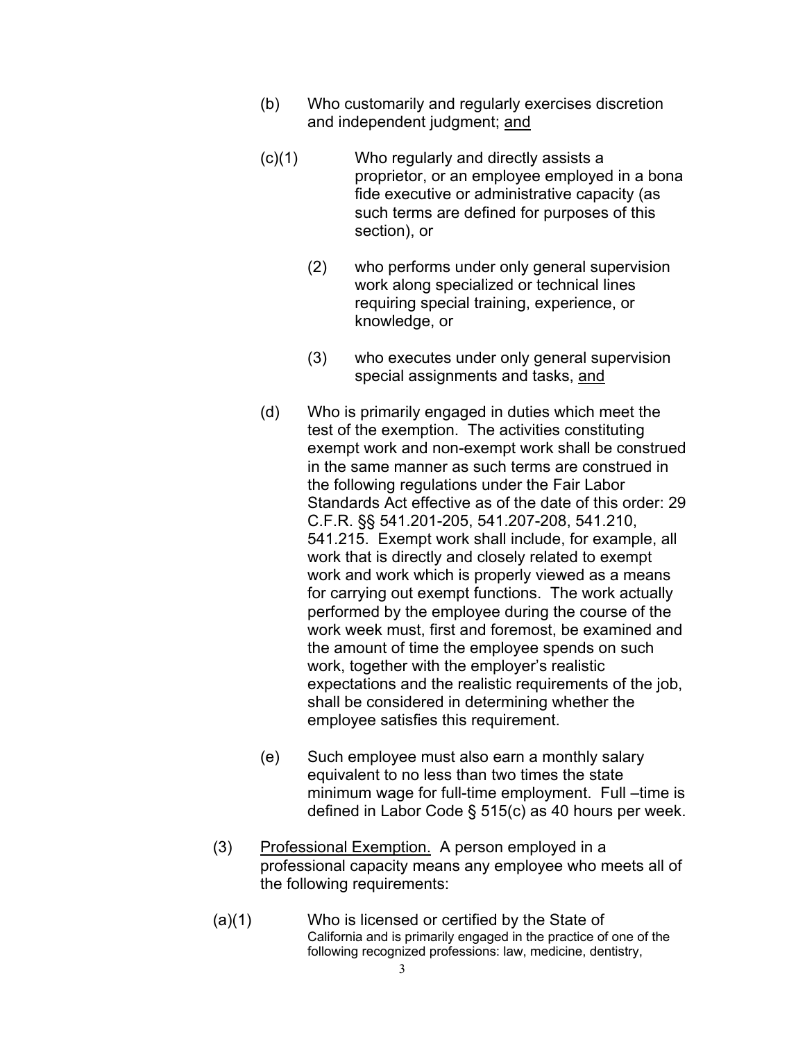(b) Who customarily and regularly exercises discretion and independent judgment; <u>and</u>

(c)(1) Who regularly and directly assists a proprietor, or an employee employed in a bona fide executive or administrative capacity (as such terms are defined for purposes of this section), or

(2) who performs under only general supervision work along specialized or technical lines requiring special training, experience, or knowledge, or

(3) who executes under only general supervision special assignments and tasks, <u>and</u>

(d) Who is primarily engaged in duties which meet the test of the exemption. The activities constituting exempt work and non-exempt work shall be construed in the same manner as such terms are construed in the following regulations under the Fair Labor Standards Act effective as of the date of this order: 29 C.F.R. §§ 541.201-205, 541.207-208, 541.210, 541.215. Exempt work shall include, for example, all work that is directly and closely related to exempt work and work which is properly viewed as a means for carrying out exempt functions. The work actually performed by the employee during the course of the work week must, first and foremost, be examined and the amount of time the employee spends on such work, together with the employer's realistic expectations and the realistic requirements of the job, shall be considered in determining whether the employee satisfies this requirement.

(e) Such employee must also earn a monthly salary equivalent to no less than two times the state minimum wage for full-time employment. Full –time is defined in Labor Code § 515(c) as 40 hours per week.

(3) <u>Professional Exemption.</u> A person employed in a professional capacity means any employee who meets all of the following requirements:

(a)(1) Who is licensed or certified by the State of California and is primarily engaged in the practice of one of the following recognized professions: law, medicine, dentistry,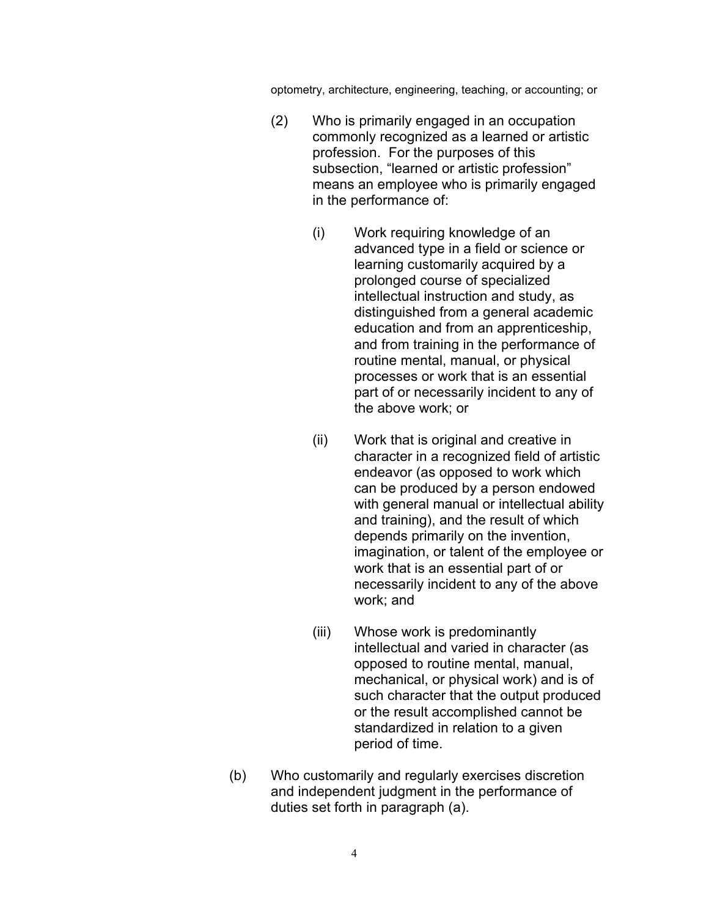optometry, architecture, engineering, teaching, or accounting; or

(2) Who is primarily engaged in an occupation commonly recognized as a learned or artistic profession. For the purposes of this subsection, "learned or artistic profession" means an employee who is primarily engaged in the performance of:

(i) Work requiring knowledge of an advanced type in a field or science or learning customarily acquired by a prolonged course of specialized intellectual instruction and study, as distinguished from a general academic education and from an apprenticeship, and from training in the performance of routine mental, manual, or physical processes or work that is an essential part of or necessarily incident to any of the above work; or

(ii) Work that is original and creative in character in a recognized field of artistic endeavor (as opposed to work which can be produced by a person endowed with general manual or intellectual ability and training), and the result of which depends primarily on the invention, imagination, or talent of the employee or work that is an essential part of or necessarily incident to any of the above work; and

(iii) Whose work is predominantly intellectual and varied in character (as opposed to routine mental, manual, mechanical, or physical work) and is of such character that the output produced or the result accomplished cannot be standardized in relation to a given period of time.

(b) Who customarily and regularly exercises discretion and independent judgment in the performance of duties set forth in paragraph (a).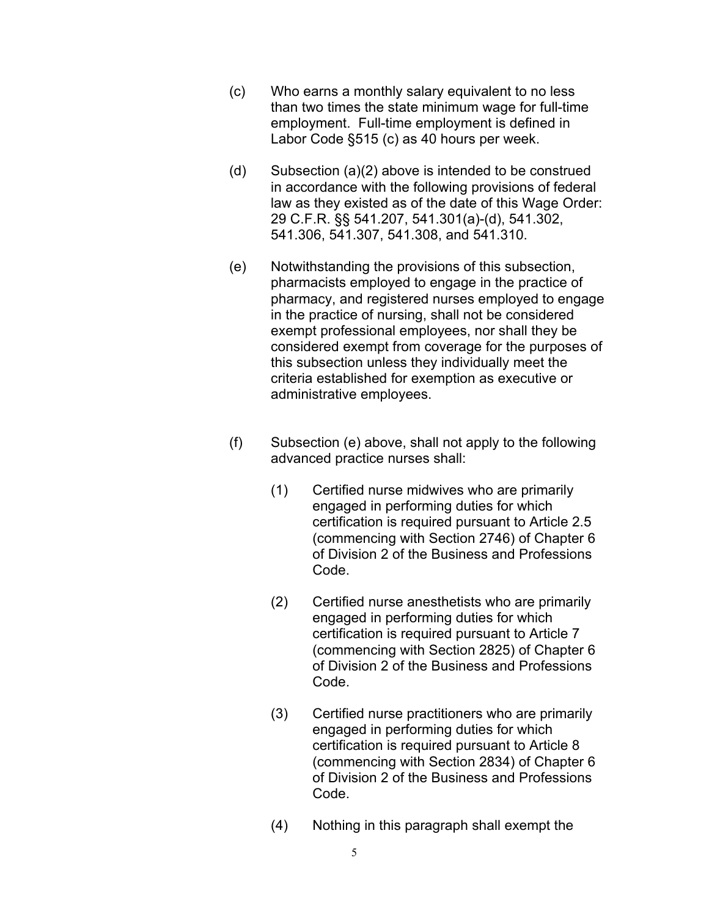(c) Who earns a monthly salary equivalent to no less than two times the state minimum wage for full-time employment. Full-time employment is defined in Labor Code §515 (c) as 40 hours per week.

(d) Subsection (a)(2) above is intended to be construed in accordance with the following provisions of federal law as they existed as of the date of this Wage Order: 29 C.F.R. §§ 541.207, 541.301(a)-(d), 541.302, 541.306, 541.307, 541.308, and 541.310.

(e) Notwithstanding the provisions of this subsection, pharmacists employed to engage in the practice of pharmacy, and registered nurses employed to engage in the practice of nursing, shall not be considered exempt professional employees, nor shall they be considered exempt from coverage for the purposes of this subsection unless they individually meet the criteria established for exemption as executive or administrative employees.

(f) Subsection (e) above, shall not apply to the following advanced practice nurses shall:

(1) Certified nurse midwives who are primarily engaged in performing duties for which certification is required pursuant to Article 2.5 (commencing with Section 2746) of Chapter 6 of Division 2 of the Business and Professions Code.

(2) Certified nurse anesthetists who are primarily engaged in performing duties for which certification is required pursuant to Article 7 (commencing with Section 2825) of Chapter 6 of Division 2 of the Business and Professions Code.

(3) Certified nurse practitioners who are primarily engaged in performing duties for which certification is required pursuant to Article 8 (commencing with Section 2834) of Chapter 6 of Division 2 of the Business and Professions Code.

(4) Nothing in this paragraph shall exempt the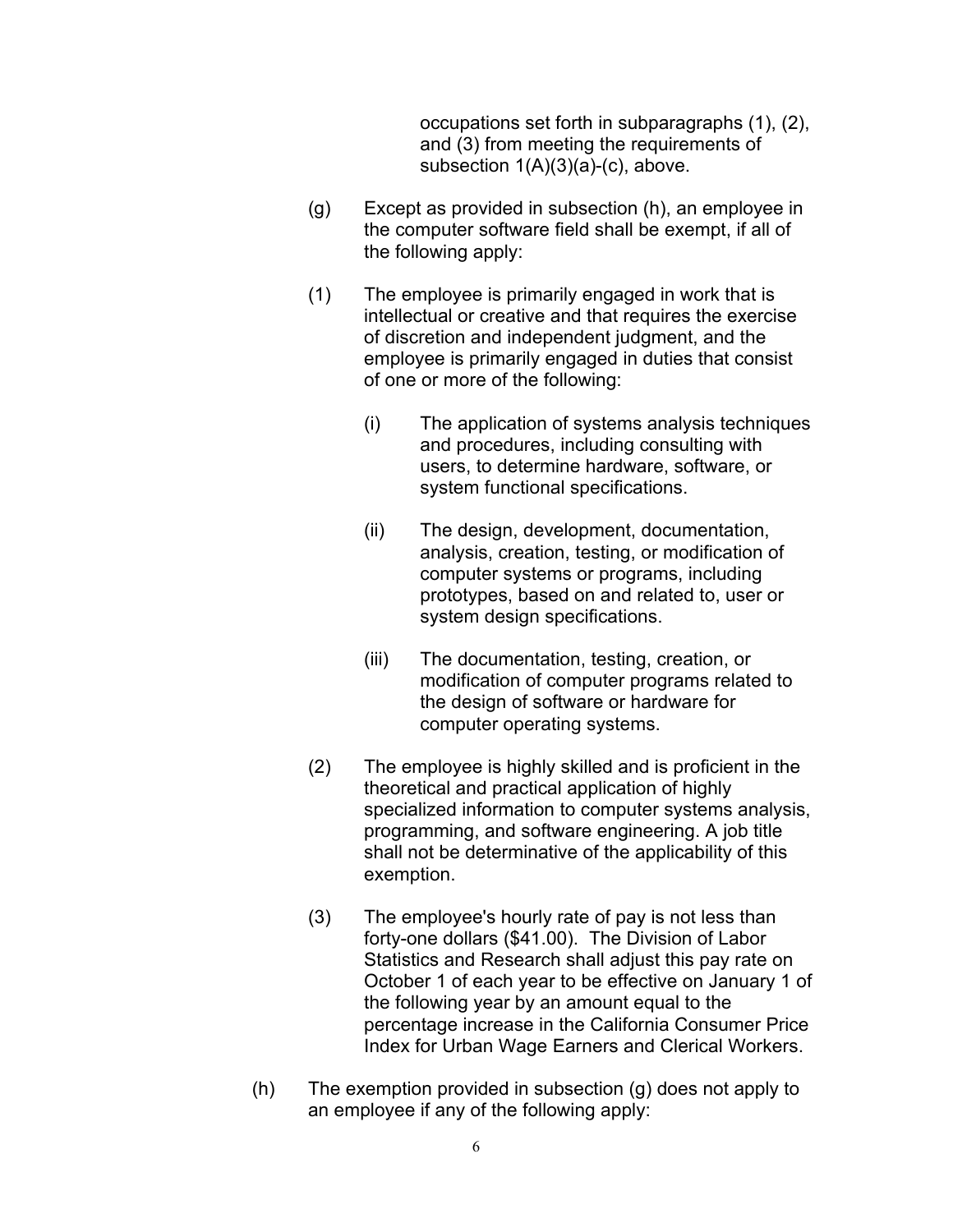occupations set forth in subparagraphs (1), (2), and (3) from meeting the requirements of subsection 1(A)(3)(a)-(c), above.

(g) Except as provided in subsection (h), an employee in the computer software field shall be exempt, if all of the following apply:

(1) The employee is primarily engaged in work that is intellectual or creative and that requires the exercise of discretion and independent judgment, and the employee is primarily engaged in duties that consist of one or more of the following:

(i) The application of systems analysis techniques and procedures, including consulting with users, to determine hardware, software, or system functional specifications.

(ii) The design, development, documentation, analysis, creation, testing, or modification of computer systems or programs, including prototypes, based on and related to, user or system design specifications.

(iii) The documentation, testing, creation, or modification of computer programs related to the design of software or hardware for computer operating systems.

(2) The employee is highly skilled and is proficient in the theoretical and practical application of highly specialized information to computer systems analysis, programming, and software engineering. A job title shall not be determinative of the applicability of this exemption.

(3) The employee's hourly rate of pay is not less than forty-one dollars ($41.00). The Division of Labor Statistics and Research shall adjust this pay rate on October 1 of each year to be effective on January 1 of the following year by an amount equal to the percentage increase in the California Consumer Price Index for Urban Wage Earners and Clerical Workers.

(h) The exemption provided in subsection (g) does not apply to an employee if any of the following apply: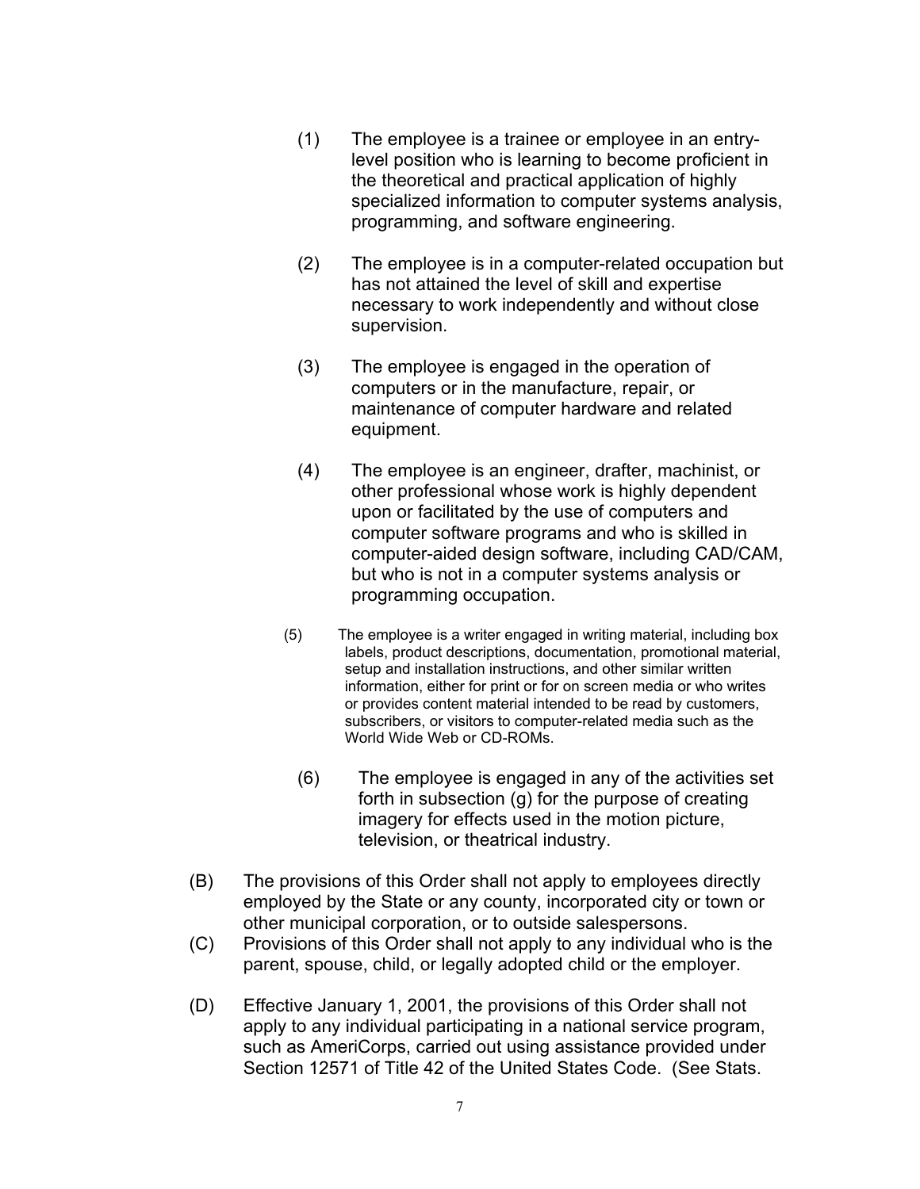(1) The employee is a trainee or employee in an entry-level position who is learning to become proficient in the theoretical and practical application of highly specialized information to computer systems analysis, programming, and software engineering.

(2) The employee is in a computer-related occupation but has not attained the level of skill and expertise necessary to work independently and without close supervision.

(3) The employee is engaged in the operation of computers or in the manufacture, repair, or maintenance of computer hardware and related equipment.

(4) The employee is an engineer, drafter, machinist, or other professional whose work is highly dependent upon or facilitated by the use of computers and computer software programs and who is skilled in computer-aided design software, including CAD/CAM, but who is not in a computer systems analysis or programming occupation.

(5) The employee is a writer engaged in writing material, including box labels, product descriptions, documentation, promotional material, setup and installation instructions, and other similar written information, either for print or for on screen media or who writes or provides content material intended to be read by customers, subscribers, or visitors to computer-related media such as the World Wide Web or CD-ROMs.

(6) The employee is engaged in any of the activities set forth in subsection (g) for the purpose of creating imagery for effects used in the motion picture, television, or theatrical industry.

(B) The provisions of this Order shall not apply to employees directly employed by the State or any county, incorporated city or town or other municipal corporation, or to outside salespersons.

(C) Provisions of this Order shall not apply to any individual who is the parent, spouse, child, or legally adopted child or the employer.

(D) Effective January 1, 2001, the provisions of this Order shall not apply to any individual participating in a national service program, such as AmeriCorps, carried out using assistance provided under Section 12571 of Title 42 of the United States Code. (See Stats.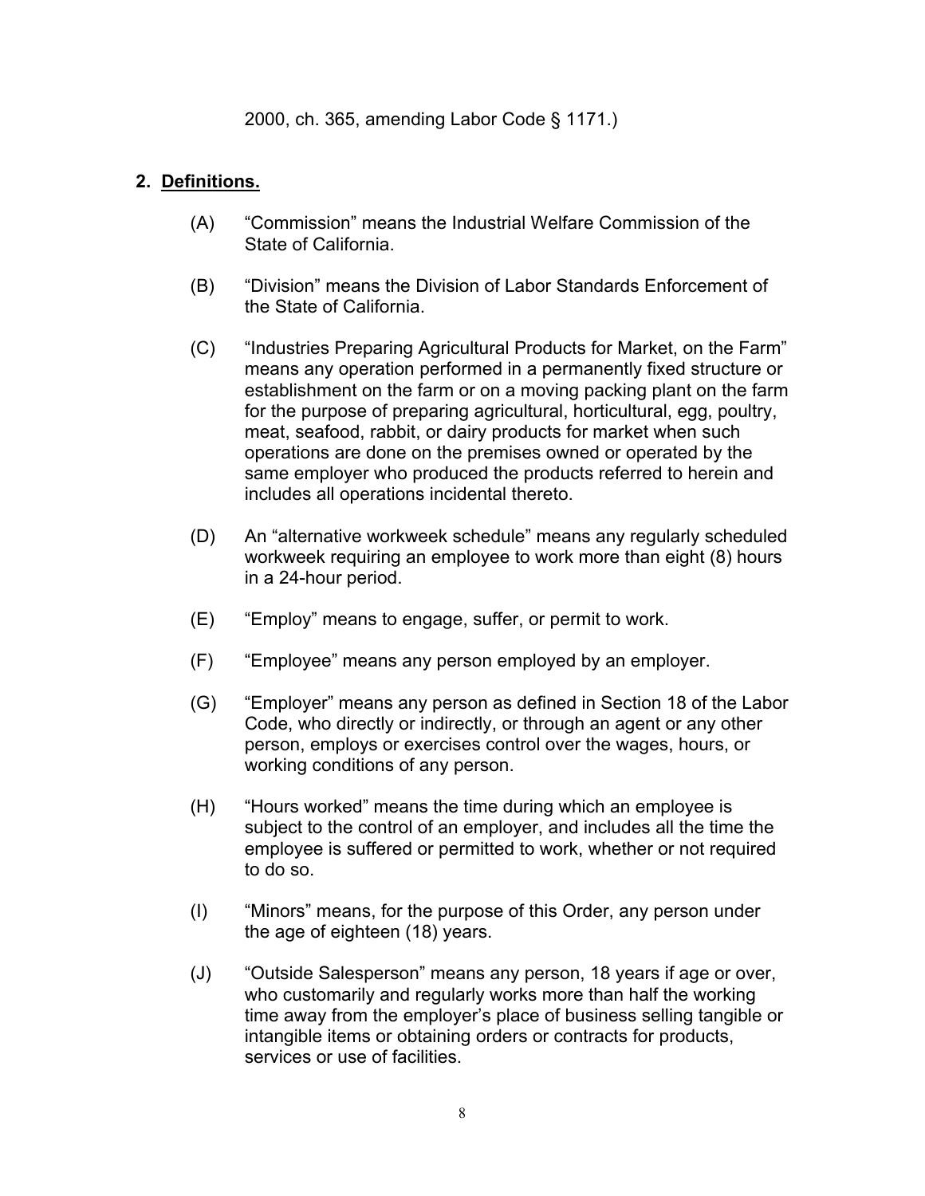2000, ch. 365, amending Labor Code § 1171.)

## 2. Definitions.

(A) "Commission" means the Industrial Welfare Commission of the State of California.

(B) "Division" means the Division of Labor Standards Enforcement of the State of California.

(C) "Industries Preparing Agricultural Products for Market, on the Farm" means any operation performed in a permanently fixed structure or establishment on the farm or on a moving packing plant on the farm for the purpose of preparing agricultural, horticultural, egg, poultry, meat, seafood, rabbit, or dairy products for market when such operations are done on the premises owned or operated by the same employer who produced the products referred to herein and includes all operations incidental thereto.

(D) An "alternative workweek schedule" means any regularly scheduled workweek requiring an employee to work more than eight (8) hours in a 24-hour period.

(E) "Employ" means to engage, suffer, or permit to work.

(F) "Employee" means any person employed by an employer.

(G) "Employer" means any person as defined in Section 18 of the Labor Code, who directly or indirectly, or through an agent or any other person, employs or exercises control over the wages, hours, or working conditions of any person.

(H) "Hours worked" means the time during which an employee is subject to the control of an employer, and includes all the time the employee is suffered or permitted to work, whether or not required to do so.

(I) "Minors" means, for the purpose of this Order, any person under the age of eighteen (18) years.

(J) "Outside Salesperson" means any person, 18 years if age or over, who customarily and regularly works more than half the working time away from the employer's place of business selling tangible or intangible items or obtaining orders or contracts for products, services or use of facilities.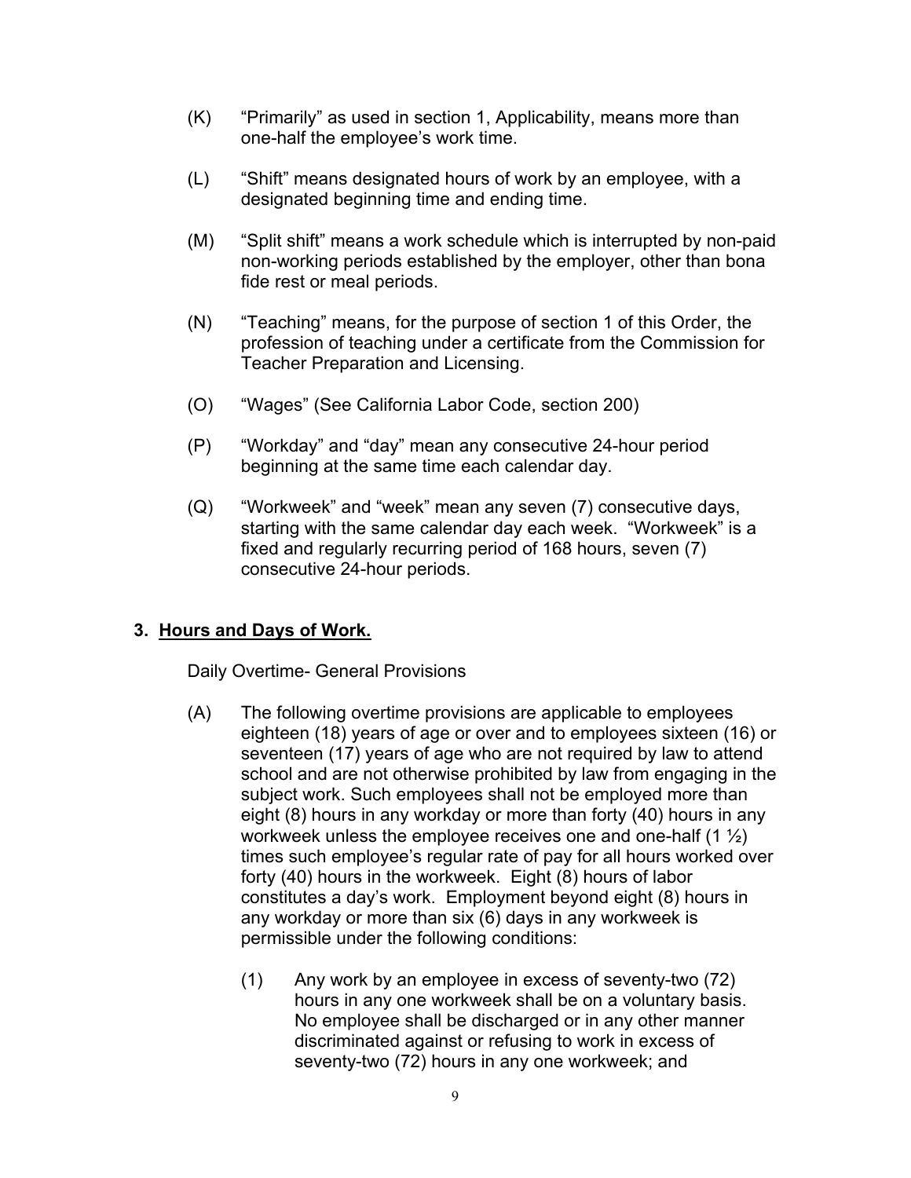(K) "Primarily" as used in section 1, Applicability, means more than one-half the employee's work time.

(L) "Shift" means designated hours of work by an employee, with a designated beginning time and ending time.

(M) "Split shift" means a work schedule which is interrupted by non-paid non-working periods established by the employer, other than bona fide rest or meal periods.

(N) "Teaching" means, for the purpose of section 1 of this Order, the profession of teaching under a certificate from the Commission for Teacher Preparation and Licensing.

(O) "Wages" (See California Labor Code, section 200)

(P) "Workday" and "day" mean any consecutive 24-hour period beginning at the same time each calendar day.

(Q) "Workweek" and "week" mean any seven (7) consecutive days, starting with the same calendar day each week. "Workweek" is a fixed and regularly recurring period of 168 hours, seven (7) consecutive 24-hour periods.

## 3. <u>Hours and Days of Work.</u>

Daily Overtime- General Provisions

(A) The following overtime provisions are applicable to employees eighteen (18) years of age or over and to employees sixteen (16) or seventeen (17) years of age who are not required by law to attend school and are not otherwise prohibited by law from engaging in the subject work. Such employees shall not be employed more than eight (8) hours in any workday or more than forty (40) hours in any workweek unless the employee receives one and one-half (1 ½) times such employee's regular rate of pay for all hours worked over forty (40) hours in the workweek. Eight (8) hours of labor constitutes a day's work. Employment beyond eight (8) hours in any workday or more than six (6) days in any workweek is permissible under the following conditions:

(1) Any work by an employee in excess of seventy-two (72) hours in any one workweek shall be on a voluntary basis. No employee shall be discharged or in any other manner discriminated against or refusing to work in excess of seventy-two (72) hours in any one workweek; and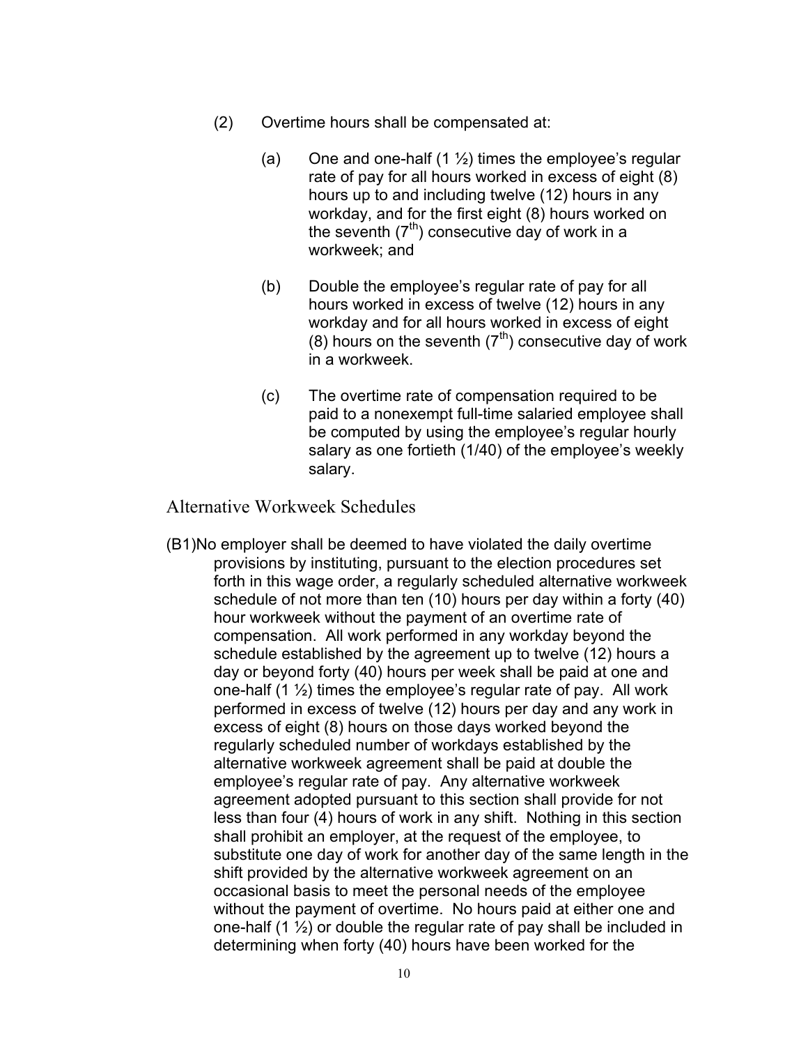(2) Overtime hours shall be compensated at:

(a) One and one-half (1 ½) times the employee's regular rate of pay for all hours worked in excess of eight (8) hours up to and including twelve (12) hours in any workday, and for the first eight (8) hours worked on the seventh ($7^{th}$) consecutive day of work in a workweek; and

(b) Double the employee's regular rate of pay for all hours worked in excess of twelve (12) hours in any workday and for all hours worked in excess of eight (8) hours on the seventh ($7^{th}$) consecutive day of work in a workweek.

(c) The overtime rate of compensation required to be paid to a nonexempt full-time salaried employee shall be computed by using the employee's regular hourly salary as one fortieth (1/40) of the employee's weekly salary.

## Alternative Workweek Schedules

(B1) No employer shall be deemed to have violated the daily overtime provisions by instituting, pursuant to the election procedures set forth in this wage order, a regularly scheduled alternative workweek schedule of not more than ten (10) hours per day within a forty (40) hour workweek without the payment of an overtime rate of compensation. All work performed in any workday beyond the schedule established by the agreement up to twelve (12) hours a day or beyond forty (40) hours per week shall be paid at one and one-half (1 ½) times the employee's regular rate of pay. All work performed in excess of twelve (12) hours per day and any work in excess of eight (8) hours on those days worked beyond the regularly scheduled number of workdays established by the alternative workweek agreement shall be paid at double the employee's regular rate of pay. Any alternative workweek agreement adopted pursuant to this section shall provide for not less than four (4) hours of work in any shift. Nothing in this section shall prohibit an employer, at the request of the employee, to substitute one day of work for another day of the same length in the shift provided by the alternative workweek agreement on an occasional basis to meet the personal needs of the employee without the payment of overtime. No hours paid at either one and one-half (1 ½) or double the regular rate of pay shall be included in determining when forty (40) hours have been worked for the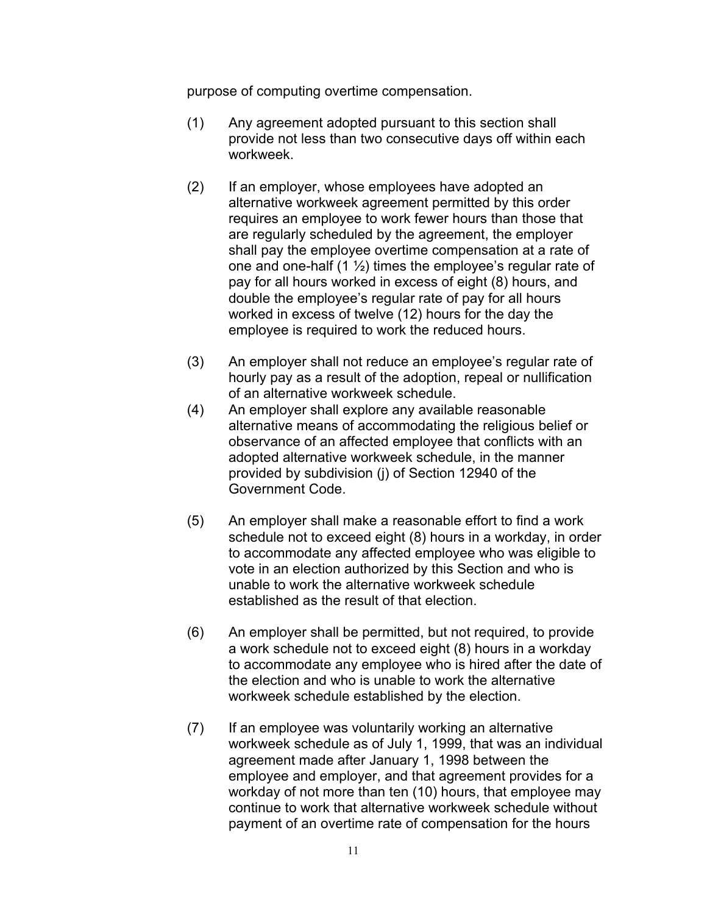purpose of computing overtime compensation.

(1) Any agreement adopted pursuant to this section shall provide not less than two consecutive days off within each workweek.

(2) If an employer, whose employees have adopted an alternative workweek agreement permitted by this order requires an employee to work fewer hours than those that are regularly scheduled by the agreement, the employer shall pay the employee overtime compensation at a rate of one and one-half (1 ½) times the employee's regular rate of pay for all hours worked in excess of eight (8) hours, and double the employee's regular rate of pay for all hours worked in excess of twelve (12) hours for the day the employee is required to work the reduced hours.

(3) An employer shall not reduce an employee's regular rate of hourly pay as a result of the adoption, repeal or nullification of an alternative workweek schedule.

(4) An employer shall explore any available reasonable alternative means of accommodating the religious belief or observance of an affected employee that conflicts with an adopted alternative workweek schedule, in the manner provided by subdivision (j) of Section 12940 of the Government Code.

(5) An employer shall make a reasonable effort to find a work schedule not to exceed eight (8) hours in a workday, in order to accommodate any affected employee who was eligible to vote in an election authorized by this Section and who is unable to work the alternative workweek schedule established as the result of that election.

(6) An employer shall be permitted, but not required, to provide a work schedule not to exceed eight (8) hours in a workday to accommodate any employee who is hired after the date of the election and who is unable to work the alternative workweek schedule established by the election.

(7) If an employee was voluntarily working an alternative workweek schedule as of July 1, 1999, that was an individual agreement made after January 1, 1998 between the employee and employer, and that agreement provides for a workday of not more than ten (10) hours, that employee may continue to work that alternative workweek schedule without payment of an overtime rate of compensation for the hours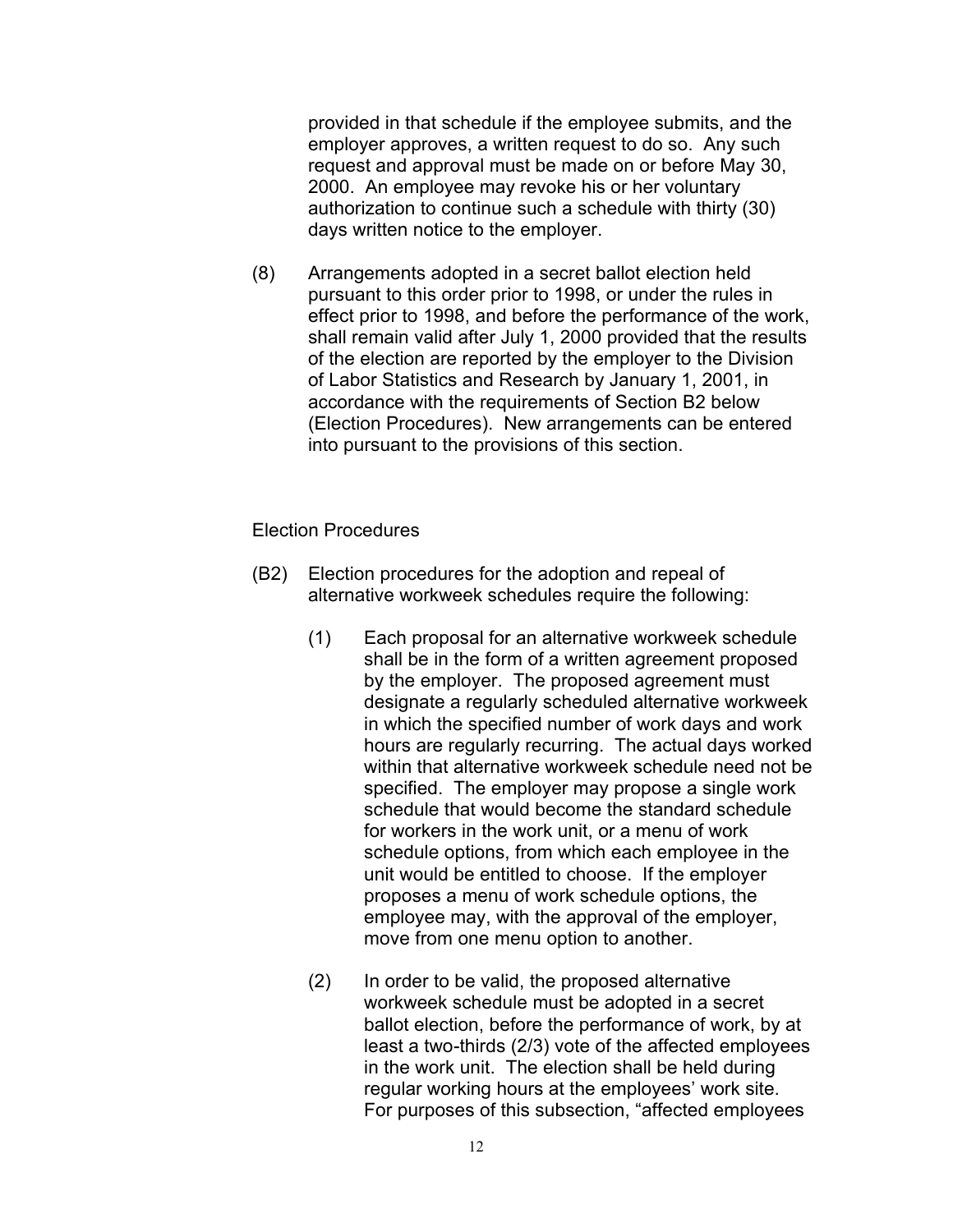provided in that schedule if the employee submits, and the employer approves, a written request to do so. Any such request and approval must be made on or before May 30, 2000. An employee may revoke his or her voluntary authorization to continue such a schedule with thirty (30) days written notice to the employer.

(8) Arrangements adopted in a secret ballot election held pursuant to this order prior to 1998, or under the rules in effect prior to 1998, and before the performance of the work, shall remain valid after July 1, 2000 provided that the results of the election are reported by the employer to the Division of Labor Statistics and Research by January 1, 2001, in accordance with the requirements of Section B2 below (Election Procedures). New arrangements can be entered into pursuant to the provisions of this section.

Election Procedures

(B2) Election procedures for the adoption and repeal of alternative workweek schedules require the following:

(1) Each proposal for an alternative workweek schedule shall be in the form of a written agreement proposed by the employer. The proposed agreement must designate a regularly scheduled alternative workweek in which the specified number of work days and work hours are regularly recurring. The actual days worked within that alternative workweek schedule need not be specified. The employer may propose a single work schedule that would become the standard schedule for workers in the work unit, or a menu of work schedule options, from which each employee in the unit would be entitled to choose. If the employer proposes a menu of work schedule options, the employee may, with the approval of the employer, move from one menu option to another.

(2) In order to be valid, the proposed alternative workweek schedule must be adopted in a secret ballot election, before the performance of work, by at least a two-thirds (2/3) vote of the affected employees in the work unit. The election shall be held during regular working hours at the employees' work site. For purposes of this subsection, "affected employees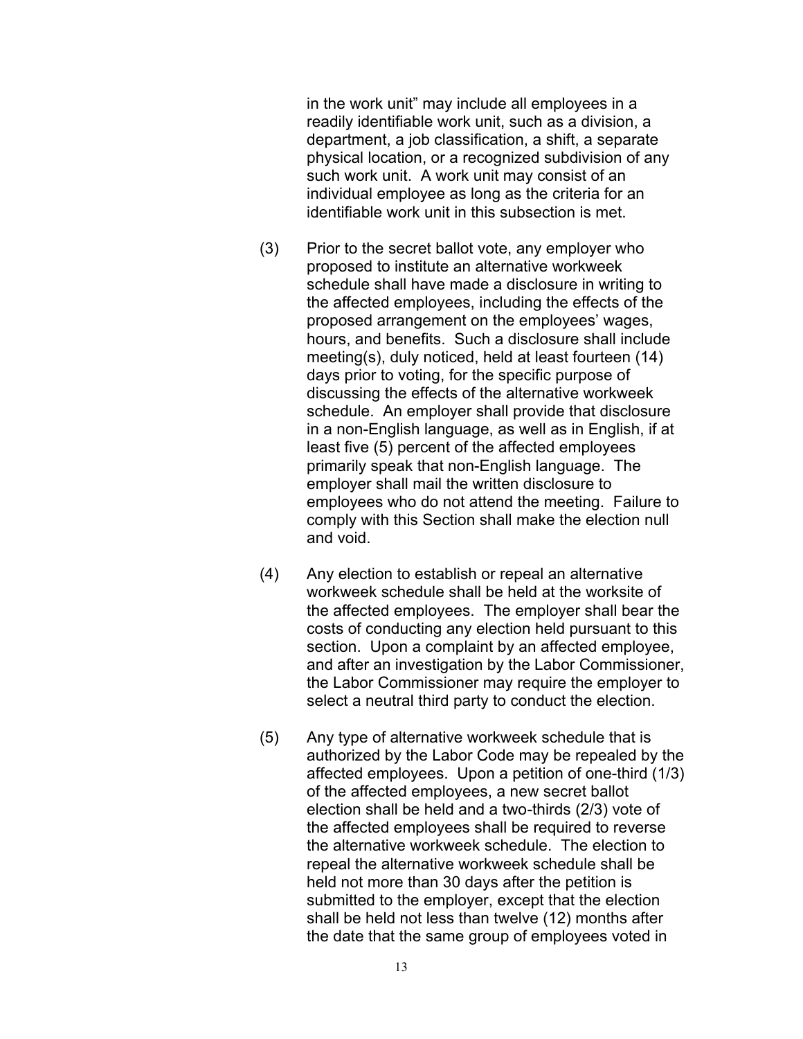in the work unit" may include all employees in a readily identifiable work unit, such as a division, a department, a job classification, a shift, a separate physical location, or a recognized subdivision of any such work unit. A work unit may consist of an individual employee as long as the criteria for an identifiable work unit in this subsection is met.

(3) Prior to the secret ballot vote, any employer who proposed to institute an alternative workweek schedule shall have made a disclosure in writing to the affected employees, including the effects of the proposed arrangement on the employees' wages, hours, and benefits. Such a disclosure shall include meeting(s), duly noticed, held at least fourteen (14) days prior to voting, for the specific purpose of discussing the effects of the alternative workweek schedule. An employer shall provide that disclosure in a non-English language, as well as in English, if at least five (5) percent of the affected employees primarily speak that non-English language. The employer shall mail the written disclosure to employees who do not attend the meeting. Failure to comply with this Section shall make the election null and void.

(4) Any election to establish or repeal an alternative workweek schedule shall be held at the worksite of the affected employees. The employer shall bear the costs of conducting any election held pursuant to this section. Upon a complaint by an affected employee, and after an investigation by the Labor Commissioner, the Labor Commissioner may require the employer to select a neutral third party to conduct the election.

(5) Any type of alternative workweek schedule that is authorized by the Labor Code may be repealed by the affected employees. Upon a petition of one-third (1/3) of the affected employees, a new secret ballot election shall be held and a two-thirds (2/3) vote of the affected employees shall be required to reverse the alternative workweek schedule. The election to repeal the alternative workweek schedule shall be held not more than 30 days after the petition is submitted to the employer, except that the election shall be held not less than twelve (12) months after the date that the same group of employees voted in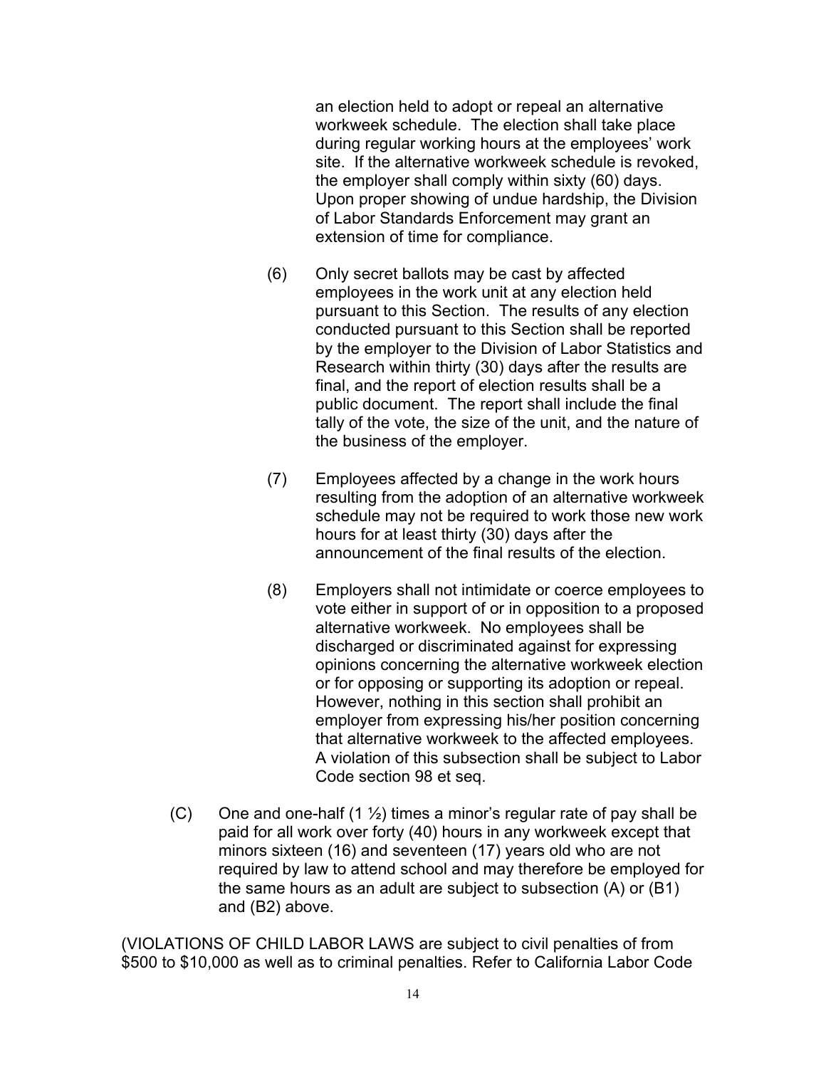an election held to adopt or repeal an alternative workweek schedule. The election shall take place during regular working hours at the employees' work site. If the alternative workweek schedule is revoked, the employer shall comply within sixty (60) days. Upon proper showing of undue hardship, the Division of Labor Standards Enforcement may grant an extension of time for compliance.

(6) Only secret ballots may be cast by affected employees in the work unit at any election held pursuant to this Section. The results of any election conducted pursuant to this Section shall be reported by the employer to the Division of Labor Statistics and Research within thirty (30) days after the results are final, and the report of election results shall be a public document. The report shall include the final tally of the vote, the size of the unit, and the nature of the business of the employer.

(7) Employees affected by a change in the work hours resulting from the adoption of an alternative workweek schedule may not be required to work those new work hours for at least thirty (30) days after the announcement of the final results of the election.

(8) Employers shall not intimidate or coerce employees to vote either in support of or in opposition to a proposed alternative workweek. No employees shall be discharged or discriminated against for expressing opinions concerning the alternative workweek election or for opposing or supporting its adoption or repeal. However, nothing in this section shall prohibit an employer from expressing his/her position concerning that alternative workweek to the affected employees. A violation of this subsection shall be subject to Labor Code section 98 et seq.

(C) One and one-half (1 ½) times a minor's regular rate of pay shall be paid for all work over forty (40) hours in any workweek except that minors sixteen (16) and seventeen (17) years old who are not required by law to attend school and may therefore be employed for the same hours as an adult are subject to subsection (A) or (B1) and (B2) above.

(VIOLATIONS OF CHILD LABOR LAWS are subject to civil penalties of from $500 to $10,000 as well as to criminal penalties. Refer to California Labor Code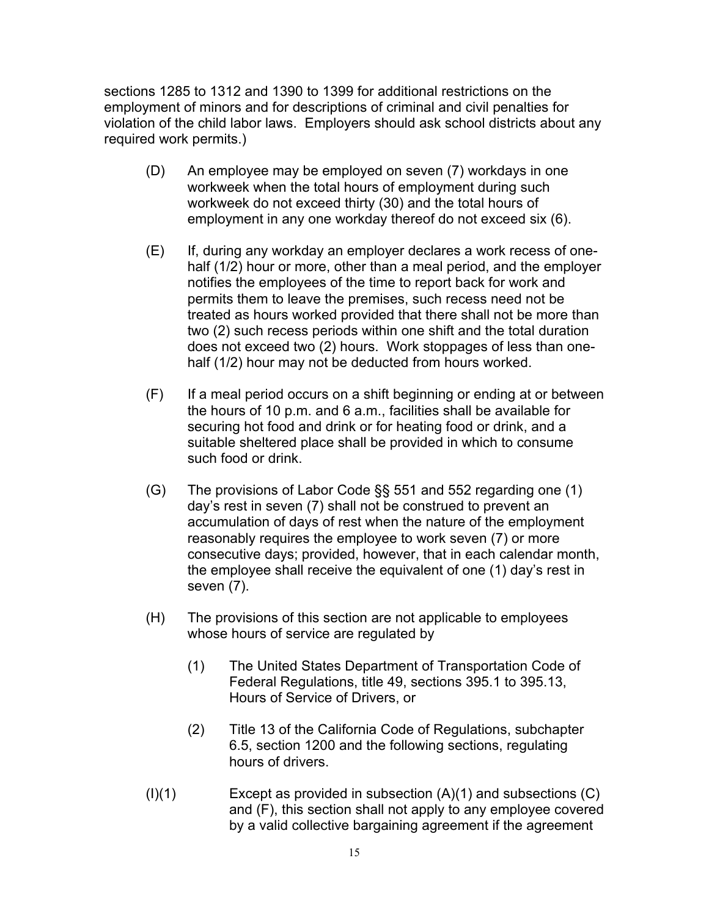sections 1285 to 1312 and 1390 to 1399 for additional restrictions on the employment of minors and for descriptions of criminal and civil penalties for violation of the child labor laws. Employers should ask school districts about any required work permits.)

(D) An employee may be employed on seven (7) workdays in one workweek when the total hours of employment during such workweek do not exceed thirty (30) and the total hours of employment in any one workday thereof do not exceed six (6).

(E) If, during any workday an employer declares a work recess of one-half (1/2) hour or more, other than a meal period, and the employer notifies the employees of the time to report back for work and permits them to leave the premises, such recess need not be treated as hours worked provided that there shall not be more than two (2) such recess periods within one shift and the total duration does not exceed two (2) hours. Work stoppages of less than one-half (1/2) hour may not be deducted from hours worked.

(F) If a meal period occurs on a shift beginning or ending at or between the hours of 10 p.m. and 6 a.m., facilities shall be available for securing hot food and drink or for heating food or drink, and a suitable sheltered place shall be provided in which to consume such food or drink.

(G) The provisions of Labor Code §§ 551 and 552 regarding one (1) day's rest in seven (7) shall not be construed to prevent an accumulation of days of rest when the nature of the employment reasonably requires the employee to work seven (7) or more consecutive days; provided, however, that in each calendar month, the employee shall receive the equivalent of one (1) day's rest in seven (7).

(H) The provisions of this section are not applicable to employees whose hours of service are regulated by

(1) The United States Department of Transportation Code of Federal Regulations, title 49, sections 395.1 to 395.13, Hours of Service of Drivers, or

(2) Title 13 of the California Code of Regulations, subchapter 6.5, section 1200 and the following sections, regulating hours of drivers.

(I)(1) Except as provided in subsection (A)(1) and subsections (C) and (F), this section shall not apply to any employee covered by a valid collective bargaining agreement if the agreement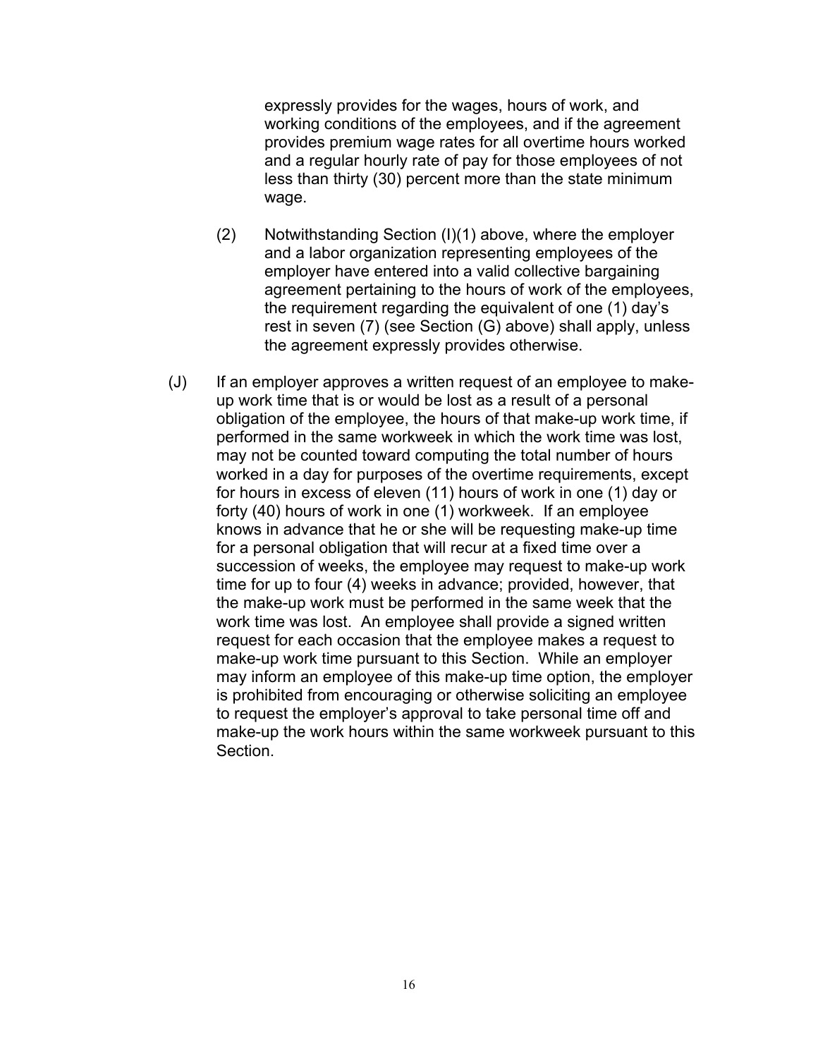expressly provides for the wages, hours of work, and working conditions of the employees, and if the agreement provides premium wage rates for all overtime hours worked and a regular hourly rate of pay for those employees of not less than thirty (30) percent more than the state minimum wage.

(2) Notwithstanding Section (I)(1) above, where the employer and a labor organization representing employees of the employer have entered into a valid collective bargaining agreement pertaining to the hours of work of the employees, the requirement regarding the equivalent of one (1) day's rest in seven (7) (see Section (G) above) shall apply, unless the agreement expressly provides otherwise.

(J) If an employer approves a written request of an employee to make-up work time that is or would be lost as a result of a personal obligation of the employee, the hours of that make-up work time, if performed in the same workweek in which the work time was lost, may not be counted toward computing the total number of hours worked in a day for purposes of the overtime requirements, except for hours in excess of eleven (11) hours of work in one (1) day or forty (40) hours of work in one (1) workweek. If an employee knows in advance that he or she will be requesting make-up time for a personal obligation that will recur at a fixed time over a succession of weeks, the employee may request to make-up work time for up to four (4) weeks in advance; provided, however, that the make-up work must be performed in the same week that the work time was lost. An employee shall provide a signed written request for each occasion that the employee makes a request to make-up work time pursuant to this Section. While an employer may inform an employee of this make-up time option, the employer is prohibited from encouraging or otherwise soliciting an employee to request the employer's approval to take personal time off and make-up the work hours within the same workweek pursuant to this Section.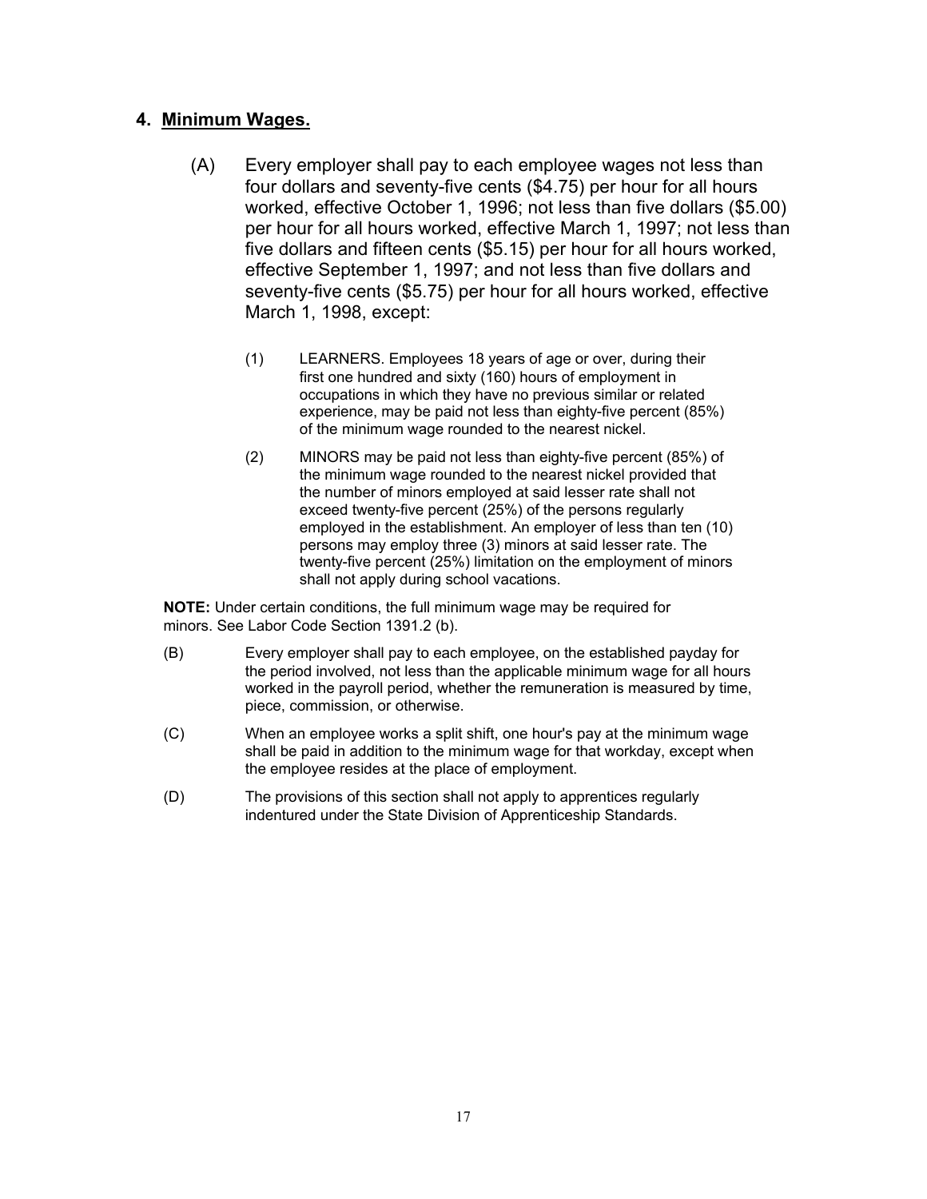## 4. Minimum Wages.

(A) Every employer shall pay to each employee wages not less than four dollars and seventy-five cents ($4.75) per hour for all hours worked, effective October 1, 1996; not less than five dollars ($5.00) per hour for all hours worked, effective March 1, 1997; not less than five dollars and fifteen cents ($5.15) per hour for all hours worked, effective September 1, 1997; and not less than five dollars and seventy-five cents ($5.75) per hour for all hours worked, effective March 1, 1998, except:

(1) LEARNERS. Employees 18 years of age or over, during their first one hundred and sixty (160) hours of employment in occupations in which they have no previous similar or related experience, may be paid not less than eighty-five percent (85%) of the minimum wage rounded to the nearest nickel.

(2) MINORS may be paid not less than eighty-five percent (85%) of the minimum wage rounded to the nearest nickel provided that the number of minors employed at said lesser rate shall not exceed twenty-five percent (25%) of the persons regularly employed in the establishment. An employer of less than ten (10) persons may employ three (3) minors at said lesser rate. The twenty-five percent (25%) limitation on the employment of minors shall not apply during school vacations.

**NOTE:** Under certain conditions, the full minimum wage may be required for minors. See Labor Code Section 1391.2 (b).

(B) Every employer shall pay to each employee, on the established payday for the period involved, not less than the applicable minimum wage for all hours worked in the payroll period, whether the remuneration is measured by time, piece, commission, or otherwise.

(C) When an employee works a split shift, one hour's pay at the minimum wage shall be paid in addition to the minimum wage for that workday, except when the employee resides at the place of employment.

(D) The provisions of this section shall not apply to apprentices regularly indentured under the State Division of Apprenticeship Standards.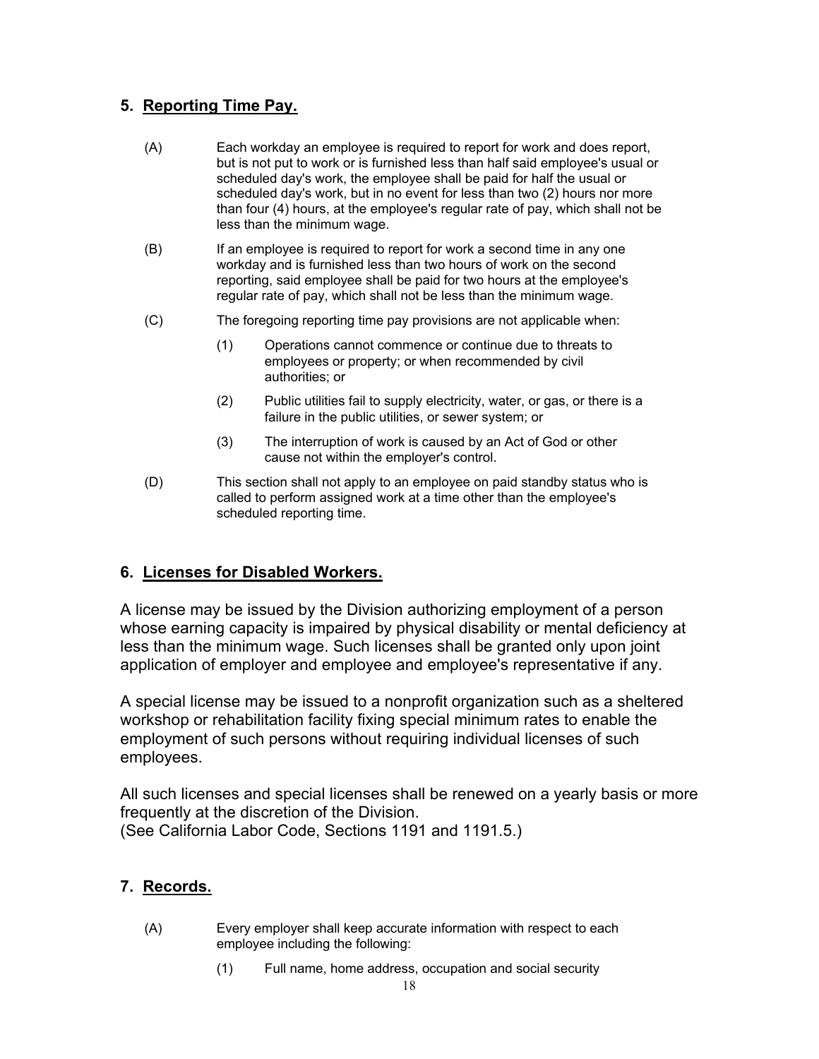## 5. Reporting Time Pay.

(A) Each workday an employee is required to report for work and does report, but is not put to work or is furnished less than half said employee's usual or scheduled day's work, the employee shall be paid for half the usual or scheduled day's work, but in no event for less than two (2) hours nor more than four (4) hours, at the employee's regular rate of pay, which shall not be less than the minimum wage.

(B) If an employee is required to report for work a second time in any one workday and is furnished less than two hours of work on the second reporting, said employee shall be paid for two hours at the employee's regular rate of pay, which shall not be less than the minimum wage.

(C) The foregoing reporting time pay provisions are not applicable when:

(1) Operations cannot commence or continue due to threats to employees or property; or when recommended by civil authorities; or

(2) Public utilities fail to supply electricity, water, or gas, or there is a failure in the public utilities, or sewer system; or

(3) The interruption of work is caused by an Act of God or other cause not within the employer's control.

(D) This section shall not apply to an employee on paid standby status who is called to perform assigned work at a time other than the employee's scheduled reporting time.

## 6. Licenses for Disabled Workers.

A license may be issued by the Division authorizing employment of a person whose earning capacity is impaired by physical disability or mental deficiency at less than the minimum wage. Such licenses shall be granted only upon joint application of employer and employee and employee's representative if any.

A special license may be issued to a nonprofit organization such as a sheltered workshop or rehabilitation facility fixing special minimum rates to enable the employment of such persons without requiring individual licenses of such employees.

All such licenses and special licenses shall be renewed on a yearly basis or more frequently at the discretion of the Division.
(See California Labor Code, Sections 1191 and 1191.5.)

## 7. Records.

(A) Every employer shall keep accurate information with respect to each employee including the following:

(1) Full name, home address, occupation and social security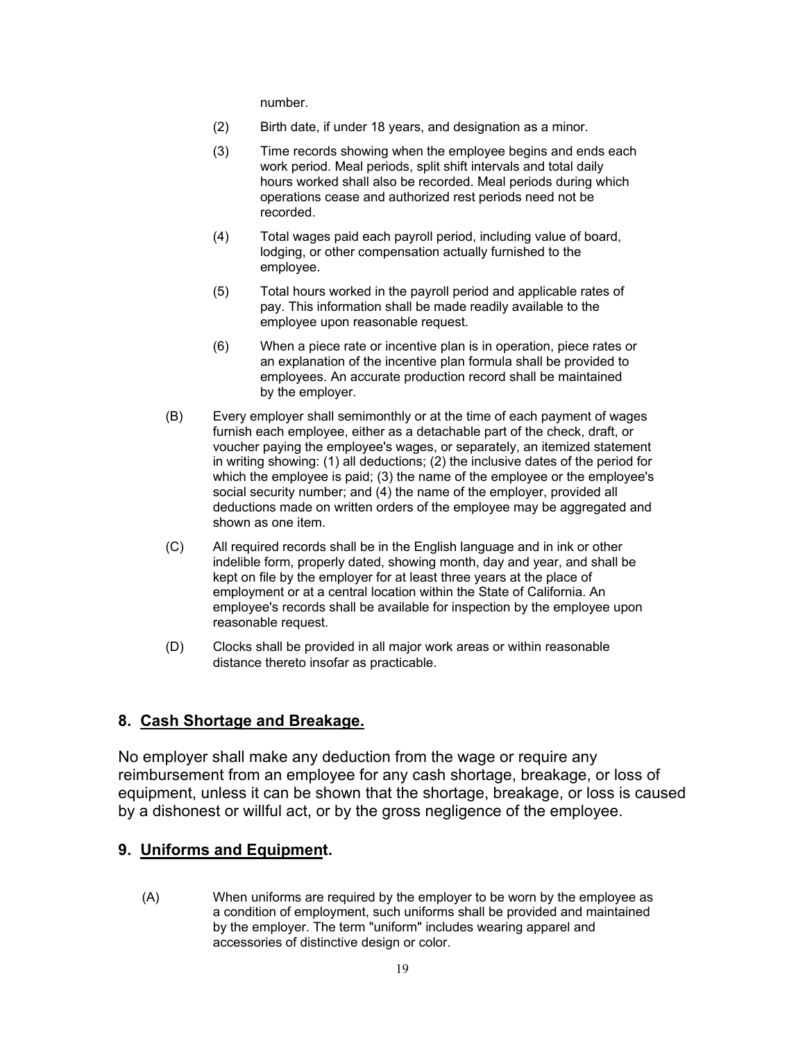number.

(2) Birth date, if under 18 years, and designation as a minor.

(3) Time records showing when the employee begins and ends each work period. Meal periods, split shift intervals and total daily hours worked shall also be recorded. Meal periods during which operations cease and authorized rest periods need not be recorded.

(4) Total wages paid each payroll period, including value of board, lodging, or other compensation actually furnished to the employee.

(5) Total hours worked in the payroll period and applicable rates of pay. This information shall be made readily available to the employee upon reasonable request.

(6) When a piece rate or incentive plan is in operation, piece rates or an explanation of the incentive plan formula shall be provided to employees. An accurate production record shall be maintained by the employer.

(B) Every employer shall semimonthly or at the time of each payment of wages furnish each employee, either as a detachable part of the check, draft, or voucher paying the employee's wages, or separately, an itemized statement in writing showing: (1) all deductions; (2) the inclusive dates of the period for which the employee is paid; (3) the name of the employee or the employee's social security number; and (4) the name of the employer, provided all deductions made on written orders of the employee may be aggregated and shown as one item.

(C) All required records shall be in the English language and in ink or other indelible form, properly dated, showing month, day and year, and shall be kept on file by the employer for at least three years at the place of employment or at a central location within the State of California. An employee's records shall be available for inspection by the employee upon reasonable request.

(D) Clocks shall be provided in all major work areas or within reasonable distance thereto insofar as practicable.

## 8. Cash Shortage and Breakage.

No employer shall make any deduction from the wage or require any reimbursement from an employee for any cash shortage, breakage, or loss of equipment, unless it can be shown that the shortage, breakage, or loss is caused by a dishonest or willful act, or by the gross negligence of the employee.

## 9. Uniforms and Equipment.

(A) When uniforms are required by the employer to be worn by the employee as a condition of employment, such uniforms shall be provided and maintained by the employer. The term "uniform" includes wearing apparel and accessories of distinctive design or color.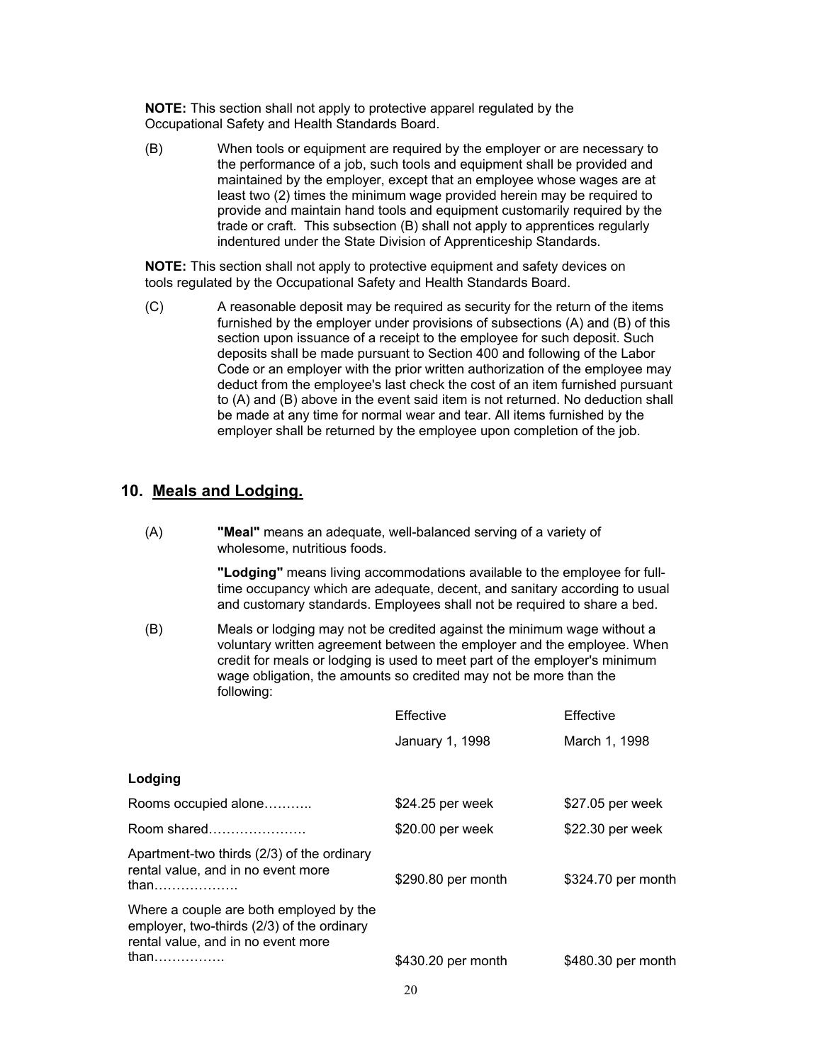**NOTE:** This section shall not apply to protective apparel regulated by the Occupational Safety and Health Standards Board.

(B) When tools or equipment are required by the employer or are necessary to the performance of a job, such tools and equipment shall be provided and maintained by the employer, except that an employee whose wages are at least two (2) times the minimum wage provided herein may be required to provide and maintain hand tools and equipment customarily required by the trade or craft. This subsection (B) shall not apply to apprentices regularly indentured under the State Division of Apprenticeship Standards.

**NOTE:** This section shall not apply to protective equipment and safety devices on tools regulated by the Occupational Safety and Health Standards Board.

(C) A reasonable deposit may be required as security for the return of the items furnished by the employer under provisions of subsections (A) and (B) of this section upon issuance of a receipt to the employee for such deposit. Such deposits shall be made pursuant to Section 400 and following of the Labor Code or an employer with the prior written authorization of the employee may deduct from the employee's last check the cost of an item furnished pursuant to (A) and (B) above in the event said item is not returned. No deduction shall be made at any time for normal wear and tear. All items furnished by the employer shall be returned by the employee upon completion of the job.

## 10. Meals and Lodging.

(A) **"Meal"** means an adequate, well-balanced serving of a variety of wholesome, nutritious foods.

**"Lodging"** means living accommodations available to the employee for full-time occupancy which are adequate, decent, and sanitary according to usual and customary standards. Employees shall not be required to share a bed.

(B) Meals or lodging may not be credited against the minimum wage without a voluntary written agreement between the employer and the employee. When credit for meals or lodging is used to meet part of the employer's minimum wage obligation, the amounts so credited may not be more than the following:

| | Effective January 1, 1998 | Effective March 1, 1998 |
|---|---|---|
| **Lodging** | | |
| Rooms occupied alone……….. | $24.25 per week | $27.05 per week |
| Room shared…………………. | $20.00 per week | $22.30 per week |
| Apartment-two thirds (2/3) of the ordinary rental value, and in no event more than………………. | $290.80 per month | $324.70 per month |
| Where a couple are both employed by the employer, two-thirds (2/3) of the ordinary rental value, and in no event more than……………. | $430.20 per month | $480.30 per month |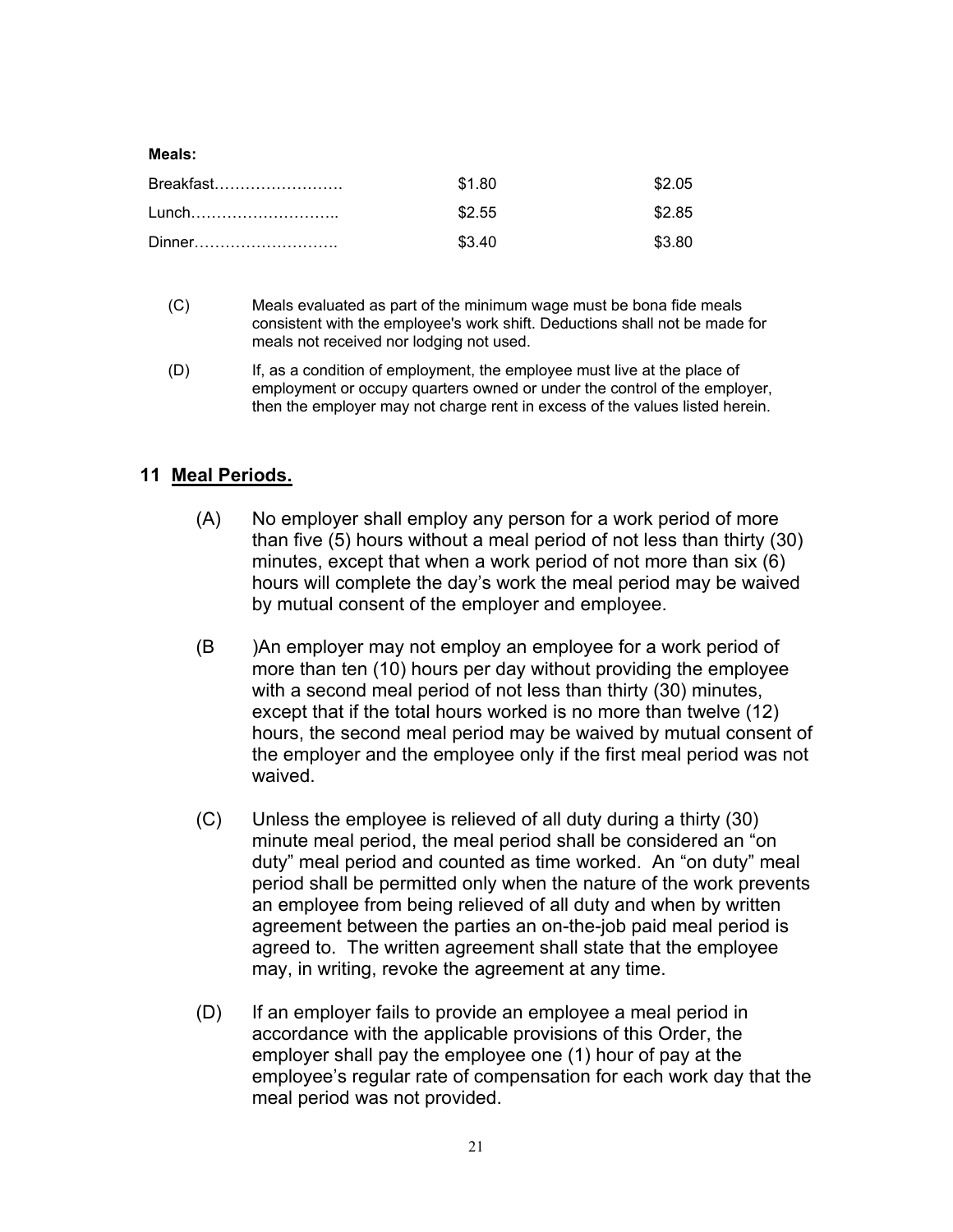**Meals:**

| | | |
|---|---|---|
| Breakfast……………………. | $1.80 | $2.05 |
| Lunch……………………….. | $2.55 | $2.85 |
| Dinner………………………. | $3.40 | $3.80 |

(C) Meals evaluated as part of the minimum wage must be bona fide meals consistent with the employee's work shift. Deductions shall not be made for meals not received nor lodging not used.

(D) If, as a condition of employment, the employee must live at the place of employment or occupy quarters owned or under the control of the employer, then the employer may not charge rent in excess of the values listed herein.

## 11 Meal Periods.

(A) No employer shall employ any person for a work period of more than five (5) hours without a meal period of not less than thirty (30) minutes, except that when a work period of not more than six (6) hours will complete the day's work the meal period may be waived by mutual consent of the employer and employee.

(B )An employer may not employ an employee for a work period of more than ten (10) hours per day without providing the employee with a second meal period of not less than thirty (30) minutes, except that if the total hours worked is no more than twelve (12) hours, the second meal period may be waived by mutual consent of the employer and the employee only if the first meal period was not waived.

(C) Unless the employee is relieved of all duty during a thirty (30) minute meal period, the meal period shall be considered an "on duty" meal period and counted as time worked. An "on duty" meal period shall be permitted only when the nature of the work prevents an employee from being relieved of all duty and when by written agreement between the parties an on-the-job paid meal period is agreed to. The written agreement shall state that the employee may, in writing, revoke the agreement at any time.

(D) If an employer fails to provide an employee a meal period in accordance with the applicable provisions of this Order, the employer shall pay the employee one (1) hour of pay at the employee's regular rate of compensation for each work day that the meal period was not provided.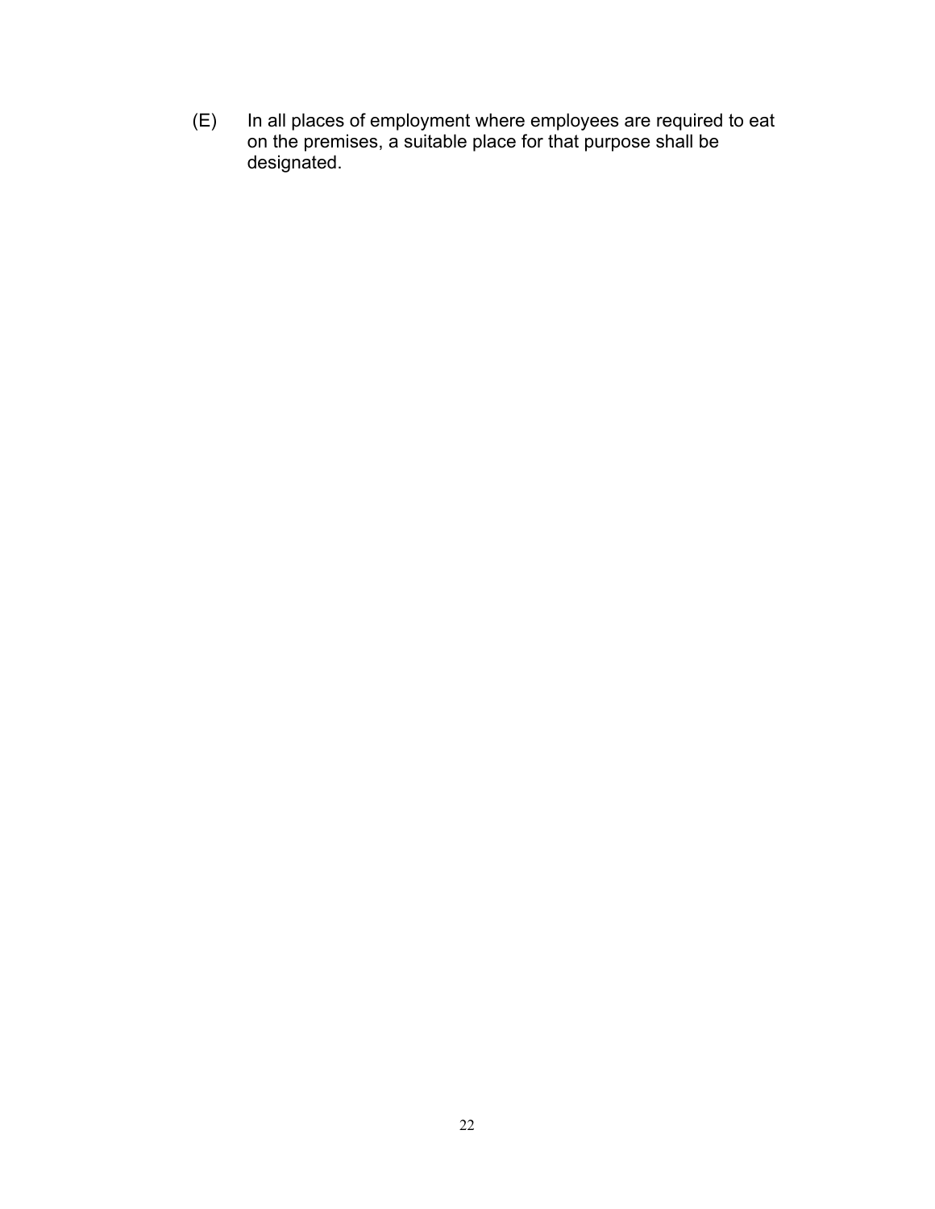(E) In all places of employment where employees are required to eat on the premises, a suitable place for that purpose shall be designated.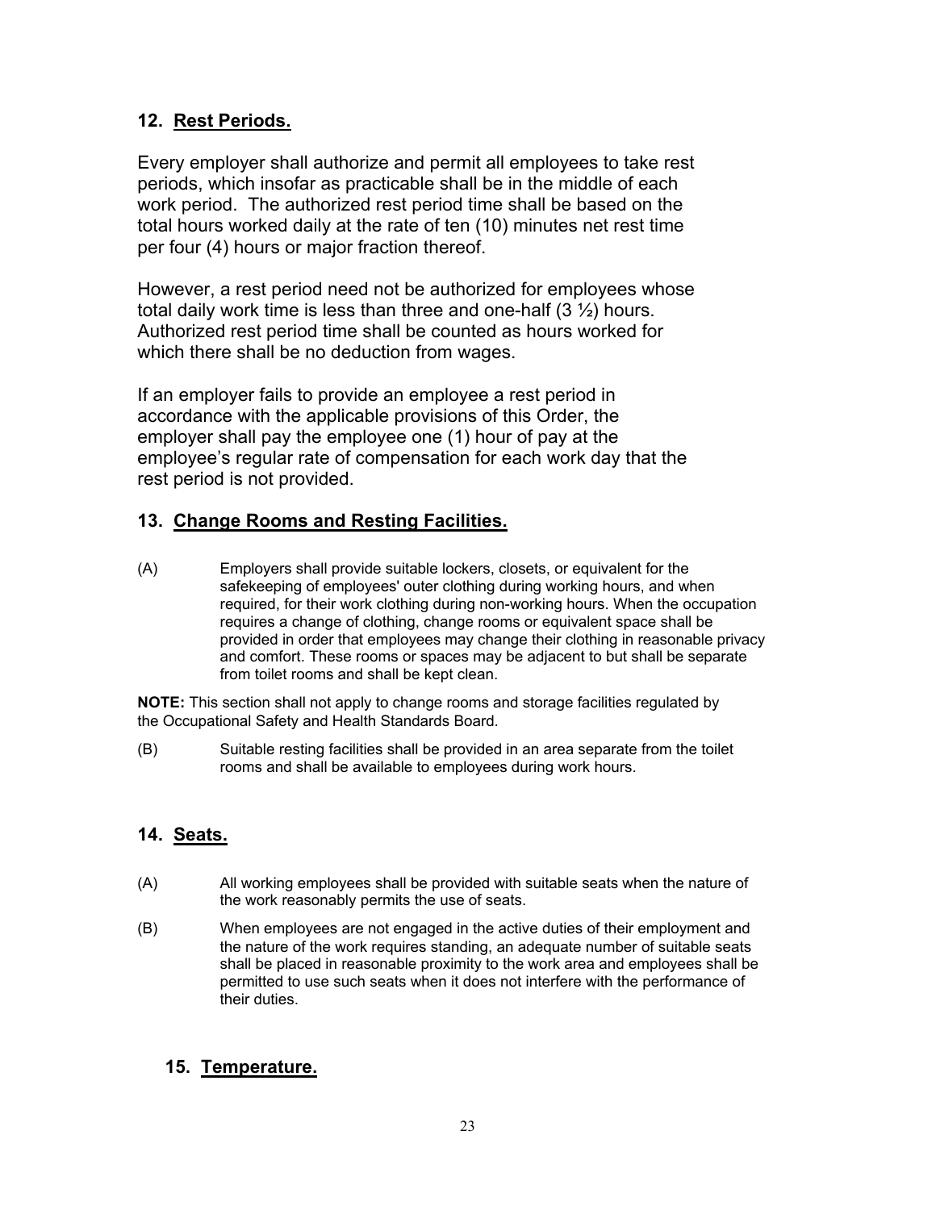## 12. Rest Periods.

Every employer shall authorize and permit all employees to take rest periods, which insofar as practicable shall be in the middle of each work period. The authorized rest period time shall be based on the total hours worked daily at the rate of ten (10) minutes net rest time per four (4) hours or major fraction thereof.

However, a rest period need not be authorized for employees whose total daily work time is less than three and one-half (3 ½) hours. Authorized rest period time shall be counted as hours worked for which there shall be no deduction from wages.

If an employer fails to provide an employee a rest period in accordance with the applicable provisions of this Order, the employer shall pay the employee one (1) hour of pay at the employee's regular rate of compensation for each work day that the rest period is not provided.

## 13. Change Rooms and Resting Facilities.

(A) Employers shall provide suitable lockers, closets, or equivalent for the safekeeping of employees' outer clothing during working hours, and when required, for their work clothing during non-working hours. When the occupation requires a change of clothing, change rooms or equivalent space shall be provided in order that employees may change their clothing in reasonable privacy and comfort. These rooms or spaces may be adjacent to but shall be separate from toilet rooms and shall be kept clean.

**NOTE:** This section shall not apply to change rooms and storage facilities regulated by the Occupational Safety and Health Standards Board.

(B) Suitable resting facilities shall be provided in an area separate from the toilet rooms and shall be available to employees during work hours.

## 14. Seats.

(A) All working employees shall be provided with suitable seats when the nature of the work reasonably permits the use of seats.

(B) When employees are not engaged in the active duties of their employment and the nature of the work requires standing, an adequate number of suitable seats shall be placed in reasonable proximity to the work area and employees shall be permitted to use such seats when it does not interfere with the performance of their duties.

## 15. Temperature.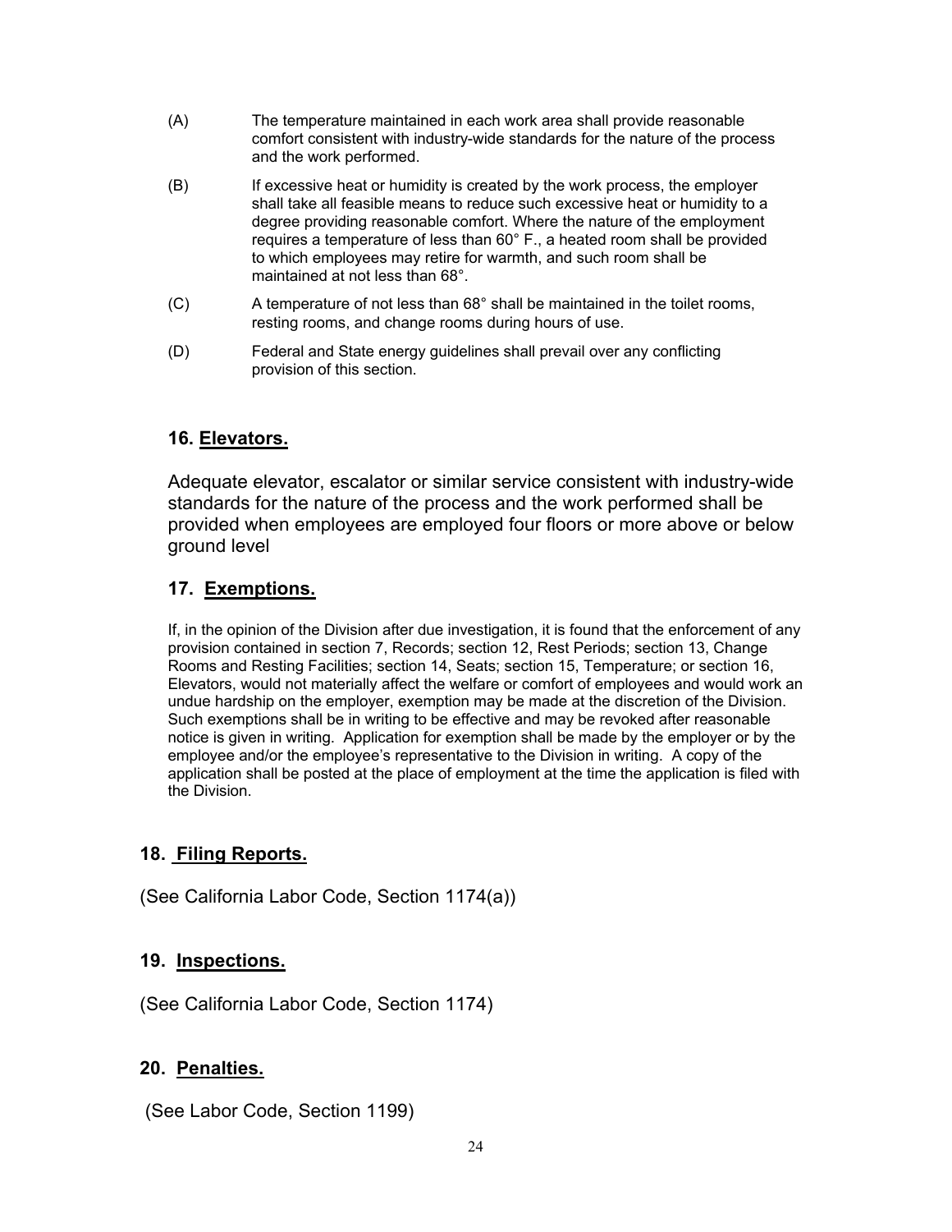(A) The temperature maintained in each work area shall provide reasonable comfort consistent with industry-wide standards for the nature of the process and the work performed.

(B) If excessive heat or humidity is created by the work process, the employer shall take all feasible means to reduce such excessive heat or humidity to a degree providing reasonable comfort. Where the nature of the employment requires a temperature of less than 60° F., a heated room shall be provided to which employees may retire for warmth, and such room shall be maintained at not less than 68°.

(C) A temperature of not less than 68° shall be maintained in the toilet rooms, resting rooms, and change rooms during hours of use.

(D) Federal and State energy guidelines shall prevail over any conflicting provision of this section.

## 16. Elevators.

Adequate elevator, escalator or similar service consistent with industry-wide standards for the nature of the process and the work performed shall be provided when employees are employed four floors or more above or below ground level

## 17. Exemptions.

If, in the opinion of the Division after due investigation, it is found that the enforcement of any provision contained in section 7, Records; section 12, Rest Periods; section 13, Change Rooms and Resting Facilities; section 14, Seats; section 15, Temperature; or section 16, Elevators, would not materially affect the welfare or comfort of employees and would work an undue hardship on the employer, exemption may be made at the discretion of the Division. Such exemptions shall be in writing to be effective and may be revoked after reasonable notice is given in writing. Application for exemption shall be made by the employer or by the employee and/or the employee's representative to the Division in writing. A copy of the application shall be posted at the place of employment at the time the application is filed with the Division.

## 18. Filing Reports.

(See California Labor Code, Section 1174(a))

## 19. Inspections.

(See California Labor Code, Section 1174)

## 20. Penalties.

(See Labor Code, Section 1199)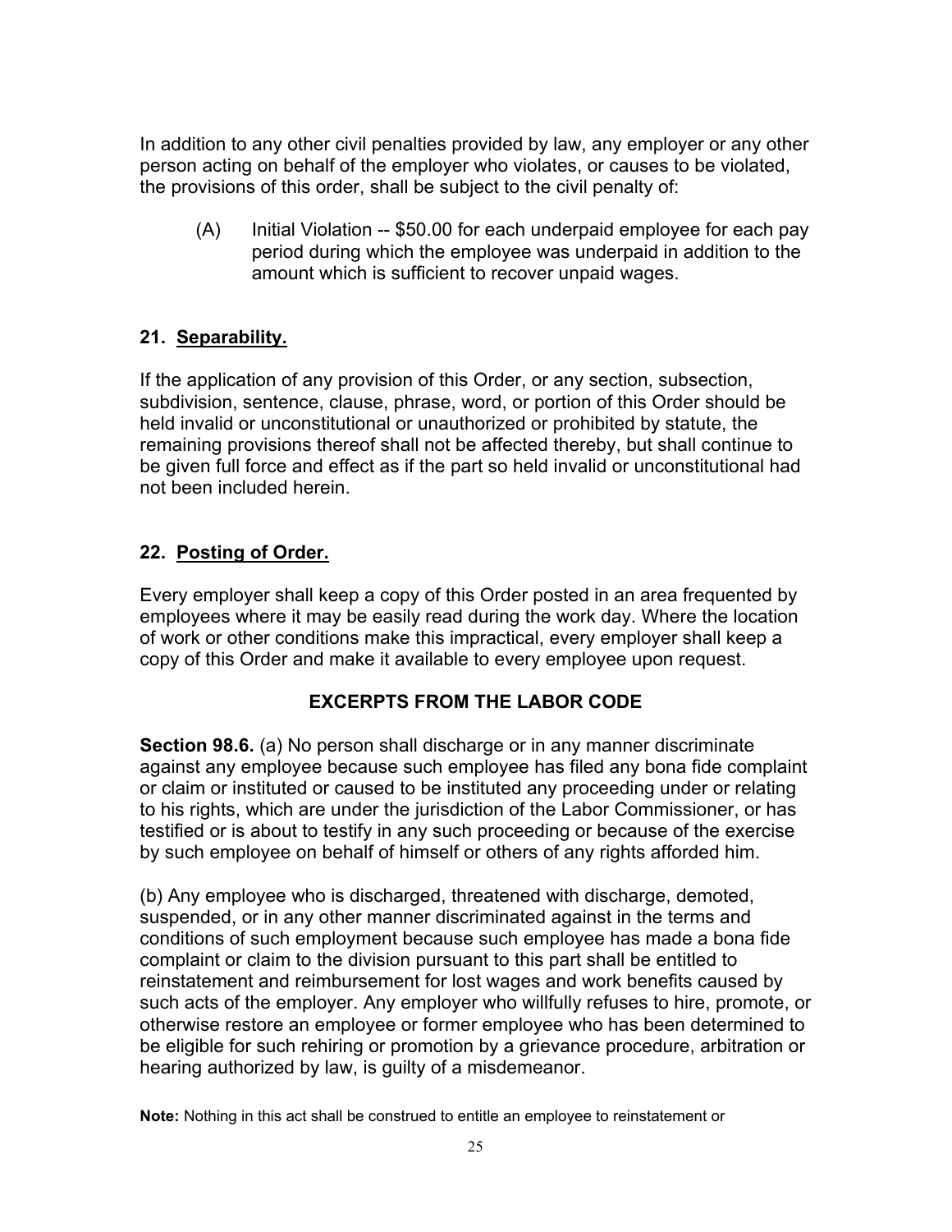In addition to any other civil penalties provided by law, any employer or any other person acting on behalf of the employer who violates, or causes to be violated, the provisions of this order, shall be subject to the civil penalty of:

(A) Initial Violation -- $50.00 for each underpaid employee for each pay period during which the employee was underpaid in addition to the amount which is sufficient to recover unpaid wages.

## 21. Separability.

If the application of any provision of this Order, or any section, subsection, subdivision, sentence, clause, phrase, word, or portion of this Order should be held invalid or unconstitutional or unauthorized or prohibited by statute, the remaining provisions thereof shall not be affected thereby, but shall continue to be given full force and effect as if the part so held invalid or unconstitutional had not been included herein.

## 22. Posting of Order.

Every employer shall keep a copy of this Order posted in an area frequented by employees where it may be easily read during the work day. Where the location of work or other conditions make this impractical, every employer shall keep a copy of this Order and make it available to every employee upon request.

## EXCERPTS FROM THE LABOR CODE

**Section 98.6.** (a) No person shall discharge or in any manner discriminate against any employee because such employee has filed any bona fide complaint or claim or instituted or caused to be instituted any proceeding under or relating to his rights, which are under the jurisdiction of the Labor Commissioner, or has testified or is about to testify in any such proceeding or because of the exercise by such employee on behalf of himself or others of any rights afforded him.

(b) Any employee who is discharged, threatened with discharge, demoted, suspended, or in any other manner discriminated against in the terms and conditions of such employment because such employee has made a bona fide complaint or claim to the division pursuant to this part shall be entitled to reinstatement and reimbursement for lost wages and work benefits caused by such acts of the employer. Any employer who willfully refuses to hire, promote, or otherwise restore an employee or former employee who has been determined to be eligible for such rehiring or promotion by a grievance procedure, arbitration or hearing authorized by law, is guilty of a misdemeanor.

**Note:** Nothing in this act shall be construed to entitle an employee to reinstatement or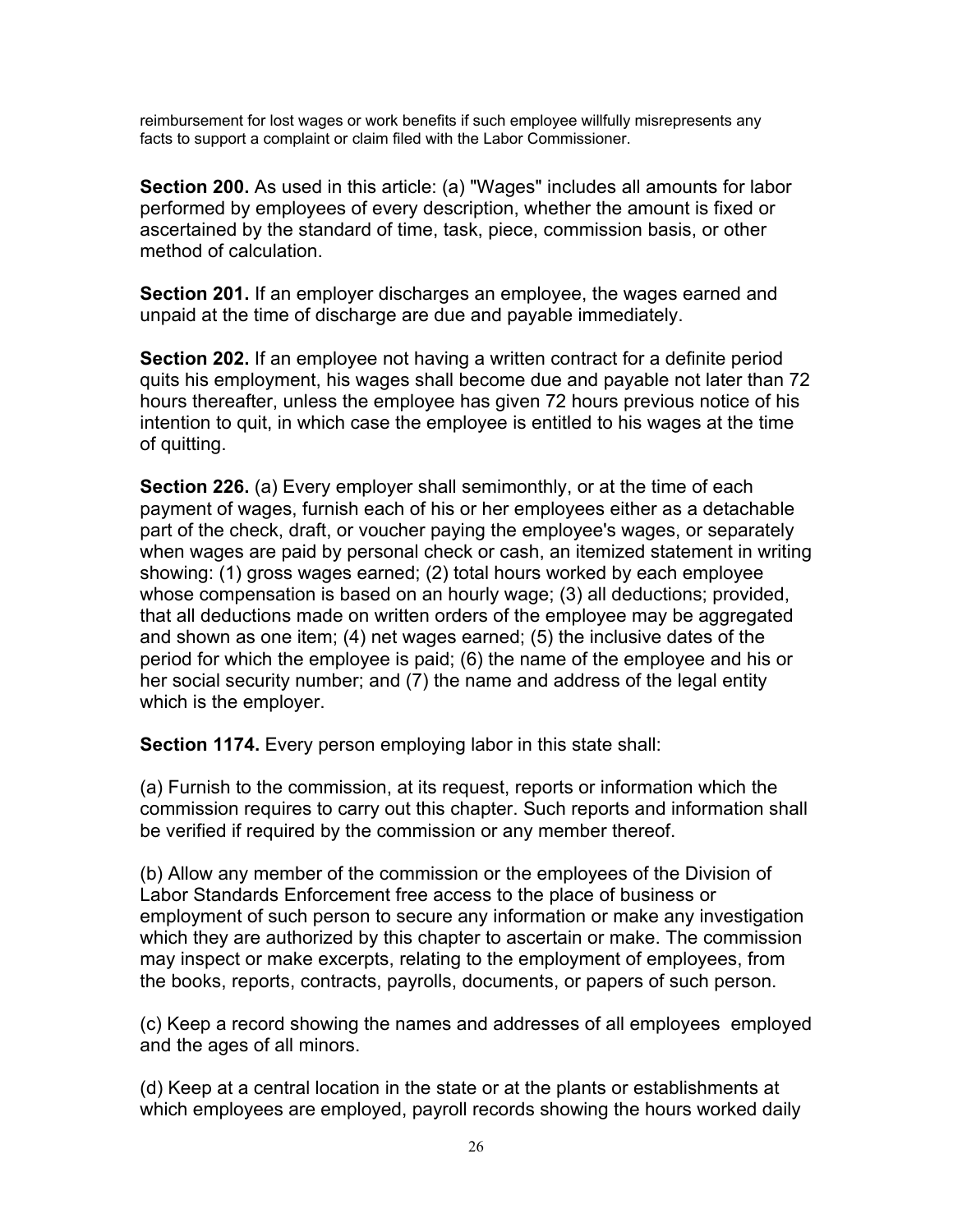reimbursement for lost wages or work benefits if such employee willfully misrepresents any facts to support a complaint or claim filed with the Labor Commissioner.

**Section 200.** As used in this article: (a) "Wages" includes all amounts for labor performed by employees of every description, whether the amount is fixed or ascertained by the standard of time, task, piece, commission basis, or other method of calculation.

**Section 201.** If an employer discharges an employee, the wages earned and unpaid at the time of discharge are due and payable immediately.

**Section 202.** If an employee not having a written contract for a definite period quits his employment, his wages shall become due and payable not later than 72 hours thereafter, unless the employee has given 72 hours previous notice of his intention to quit, in which case the employee is entitled to his wages at the time of quitting.

**Section 226.** (a) Every employer shall semimonthly, or at the time of each payment of wages, furnish each of his or her employees either as a detachable part of the check, draft, or voucher paying the employee's wages, or separately when wages are paid by personal check or cash, an itemized statement in writing showing: (1) gross wages earned; (2) total hours worked by each employee whose compensation is based on an hourly wage; (3) all deductions; provided, that all deductions made on written orders of the employee may be aggregated and shown as one item; (4) net wages earned; (5) the inclusive dates of the period for which the employee is paid; (6) the name of the employee and his or her social security number; and (7) the name and address of the legal entity which is the employer.

**Section 1174.** Every person employing labor in this state shall:

(a) Furnish to the commission, at its request, reports or information which the commission requires to carry out this chapter. Such reports and information shall be verified if required by the commission or any member thereof.

(b) Allow any member of the commission or the employees of the Division of Labor Standards Enforcement free access to the place of business or employment of such person to secure any information or make any investigation which they are authorized by this chapter to ascertain or make. The commission may inspect or make excerpts, relating to the employment of employees, from the books, reports, contracts, payrolls, documents, or papers of such person.

(c) Keep a record showing the names and addresses of all employees employed and the ages of all minors.

(d) Keep at a central location in the state or at the plants or establishments at which employees are employed, payroll records showing the hours worked daily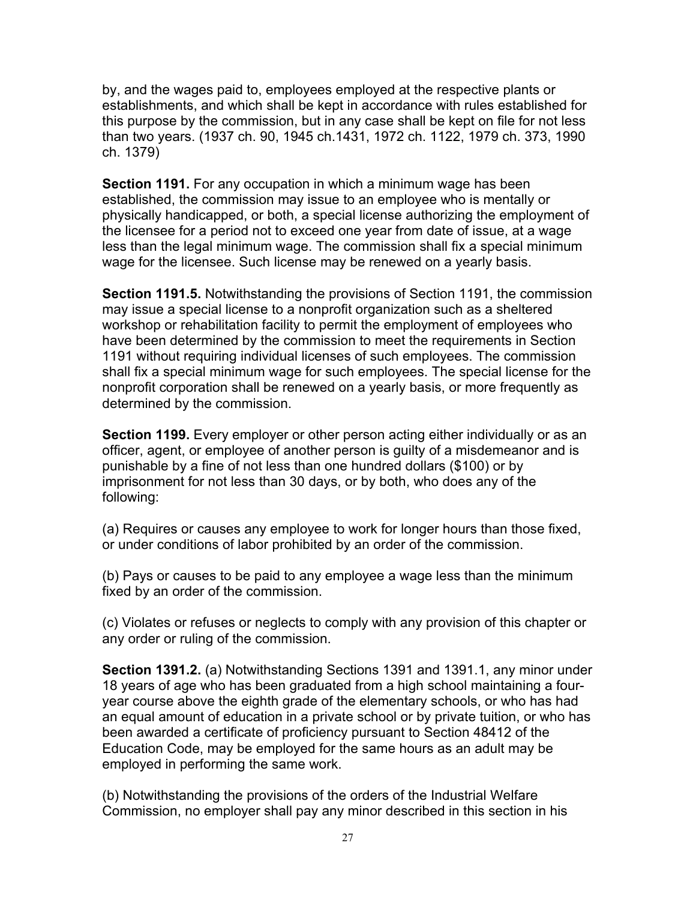by, and the wages paid to, employees employed at the respective plants or establishments, and which shall be kept in accordance with rules established for this purpose by the commission, but in any case shall be kept on file for not less than two years. (1937 ch. 90, 1945 ch.1431, 1972 ch. 1122, 1979 ch. 373, 1990 ch. 1379)

**Section 1191.** For any occupation in which a minimum wage has been established, the commission may issue to an employee who is mentally or physically handicapped, or both, a special license authorizing the employment of the licensee for a period not to exceed one year from date of issue, at a wage less than the legal minimum wage. The commission shall fix a special minimum wage for the licensee. Such license may be renewed on a yearly basis.

**Section 1191.5.** Notwithstanding the provisions of Section 1191, the commission may issue a special license to a nonprofit organization such as a sheltered workshop or rehabilitation facility to permit the employment of employees who have been determined by the commission to meet the requirements in Section 1191 without requiring individual licenses of such employees. The commission shall fix a special minimum wage for such employees. The special license for the nonprofit corporation shall be renewed on a yearly basis, or more frequently as determined by the commission.

**Section 1199.** Every employer or other person acting either individually or as an officer, agent, or employee of another person is guilty of a misdemeanor and is punishable by a fine of not less than one hundred dollars ($100) or by imprisonment for not less than 30 days, or by both, who does any of the following:

(a) Requires or causes any employee to work for longer hours than those fixed, or under conditions of labor prohibited by an order of the commission.

(b) Pays or causes to be paid to any employee a wage less than the minimum fixed by an order of the commission.

(c) Violates or refuses or neglects to comply with any provision of this chapter or any order or ruling of the commission.

**Section 1391.2.** (a) Notwithstanding Sections 1391 and 1391.1, any minor under 18 years of age who has been graduated from a high school maintaining a four-year course above the eighth grade of the elementary schools, or who has had an equal amount of education in a private school or by private tuition, or who has been awarded a certificate of proficiency pursuant to Section 48412 of the Education Code, may be employed for the same hours as an adult may be employed in performing the same work.

(b) Notwithstanding the provisions of the orders of the Industrial Welfare Commission, no employer shall pay any minor described in this section in his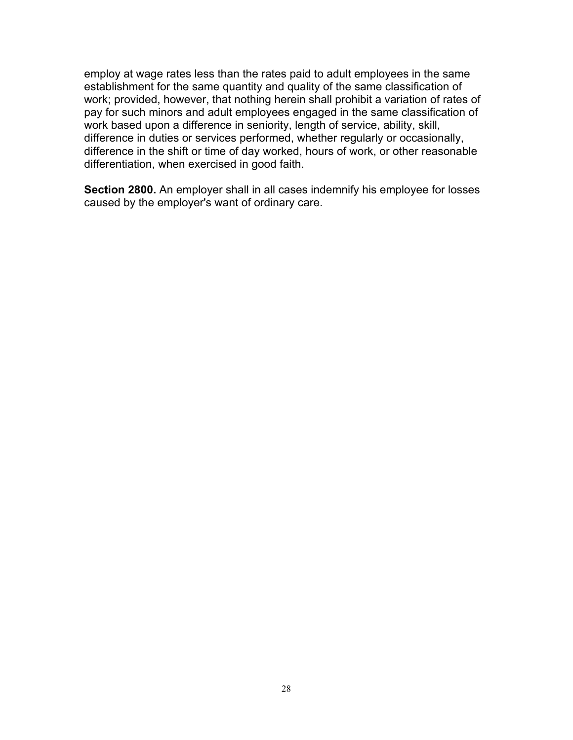employ at wage rates less than the rates paid to adult employees in the same establishment for the same quantity and quality of the same classification of work; provided, however, that nothing herein shall prohibit a variation of rates of pay for such minors and adult employees engaged in the same classification of work based upon a difference in seniority, length of service, ability, skill, difference in duties or services performed, whether regularly or occasionally, difference in the shift or time of day worked, hours of work, or other reasonable differentiation, when exercised in good faith.

**Section 2800.** An employer shall in all cases indemnify his employee for losses caused by the employer's want of ordinary care.